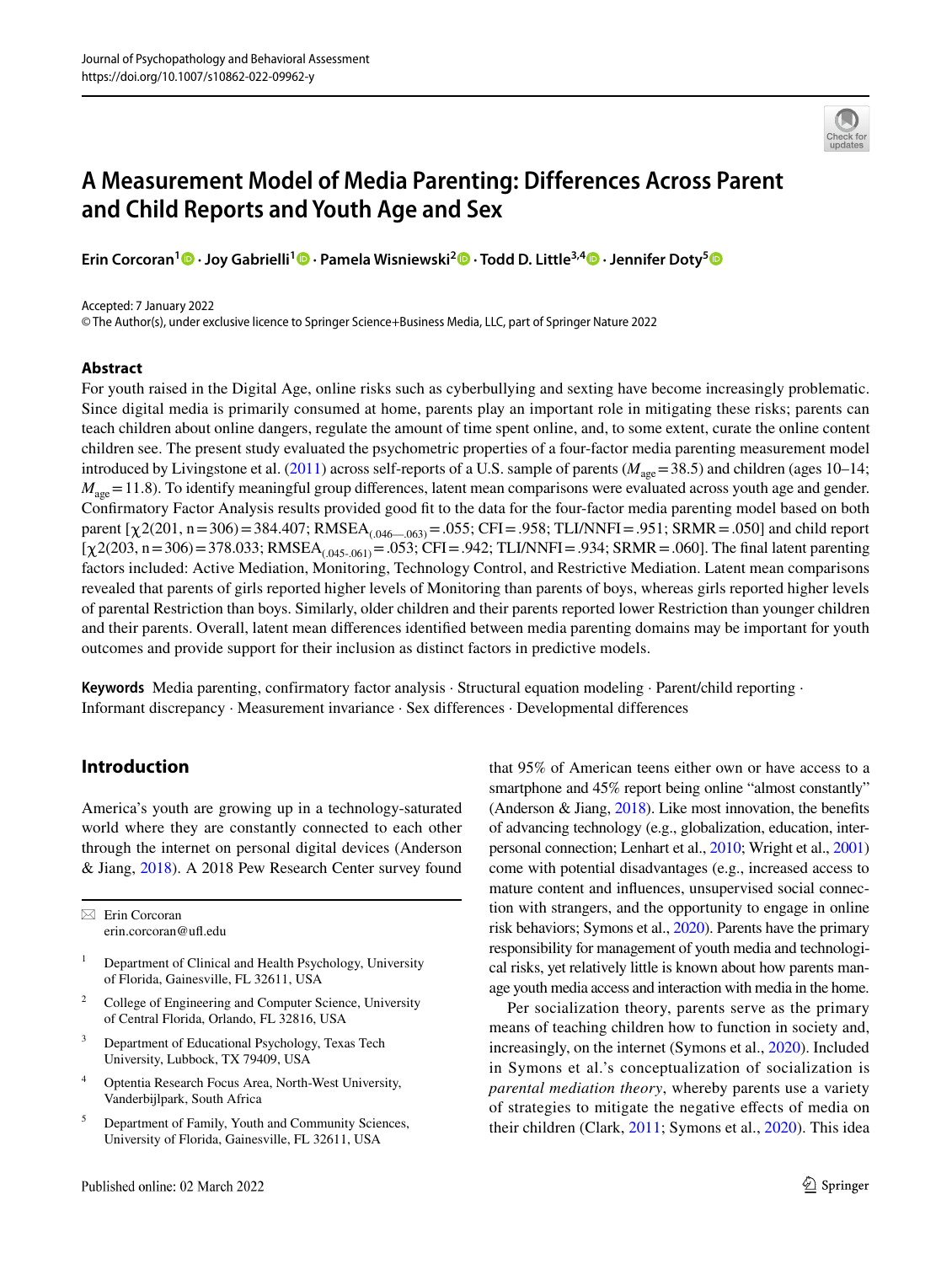# A Measurement Model of Media Parenting: Differences Across Parent and Child Reports and Youth Age and Sex

**Erin Corcoran[1] · Joy Gabrielli[1] · Pamela Wisniewski[2] · Todd D. Little[3,4] · Jennifer Doty[5]**

Accepted: 7 January 2022
© The Author(s), under exclusive licence to Springer Science+Business Media, LLC, part of Springer Nature 2022

## Abstract

For youth raised in the Digital Age, online risks such as cyberbullying and sexting have become increasingly problematic. Since digital media is primarily consumed at home, parents play an important role in mitigating these risks; parents can teach children about online dangers, regulate the amount of time spent online, and, to some extent, curate the online content children see. The present study evaluated the psychometric properties of a four-factor media parenting measurement model introduced by Livingstone et al. (2011) across self-reports of a U.S. sample of parents ($M_{age}$ = 38.5) and children (ages 10–14; $M_{age}$ = 11.8). To identify meaningful group differences, latent mean comparisons were evaluated across youth age and gender. Confirmatory Factor Analysis results provided good fit to the data for the four-factor media parenting model based on both parent [$\chi2(201, n = 306) = 384.407$; $RMSEA_{(.046—.063)} = .055$; CFI = .958; TLI/NNFI = .951; SRMR = .050] and child report [$\chi2(203, n = 306) = 378.033$; $RMSEA_{(.045\text{-}.061)} = .053$; CFI = .942; TLI/NNFI = .934; SRMR = .060]. The final latent parenting factors included: Active Mediation, Monitoring, Technology Control, and Restrictive Mediation. Latent mean comparisons revealed that parents of girls reported higher levels of Monitoring than parents of boys, whereas girls reported higher levels of parental Restriction than boys. Similarly, older children and their parents reported lower Restriction than younger children and their parents. Overall, latent mean differences identified between media parenting domains may be important for youth outcomes and provide support for their inclusion as distinct factors in predictive models.

**Keywords** Media parenting, confirmatory factor analysis · Structural equation modeling · Parent/child reporting · Informant discrepancy · Measurement invariance · Sex differences · Developmental differences

## Introduction

America's youth are growing up in a technology-saturated world where they are constantly connected to each other through the internet on personal digital devices (Anderson & Jiang, 2018). A 2018 Pew Research Center survey found that 95% of American teens either own or have access to a smartphone and 45% report being online "almost constantly" (Anderson & Jiang, 2018). Like most innovation, the benefits of advancing technology (e.g., globalization, education, interpersonal connection; Lenhart et al., 2010; Wright et al., 2001) come with potential disadvantages (e.g., increased access to mature content and influences, unsupervised social connection with strangers, and the opportunity to engage in online risk behaviors; Symons et al., 2020). Parents have the primary responsibility for management of youth media and technological risks, yet relatively little is known about how parents manage youth media access and interaction with media in the home.

Per socialization theory, parents serve as the primary means of teaching children how to function in society and, increasingly, on the internet (Symons et al., 2020). Included in Symons et al.'s conceptualization of socialization is *parental mediation theory*, whereby parents use a variety of strategies to mitigate the negative effects of media on their children (Clark, 2011; Symons et al., 2020). This idea

---

✉ Erin Corcoran
erin.corcoran@ufl.edu

[1] Department of Clinical and Health Psychology, University of Florida, Gainesville, FL 32611, USA

[2] College of Engineering and Computer Science, University of Central Florida, Orlando, FL 32816, USA

[3] Department of Educational Psychology, Texas Tech University, Lubbock, TX 79409, USA

[4] Optentia Research Focus Area, North-West University, Vanderbijlpark, South Africa

[5] Department of Family, Youth and Community Sciences, University of Florida, Gainesville, FL 32611, USA

Published online: 02 March 2022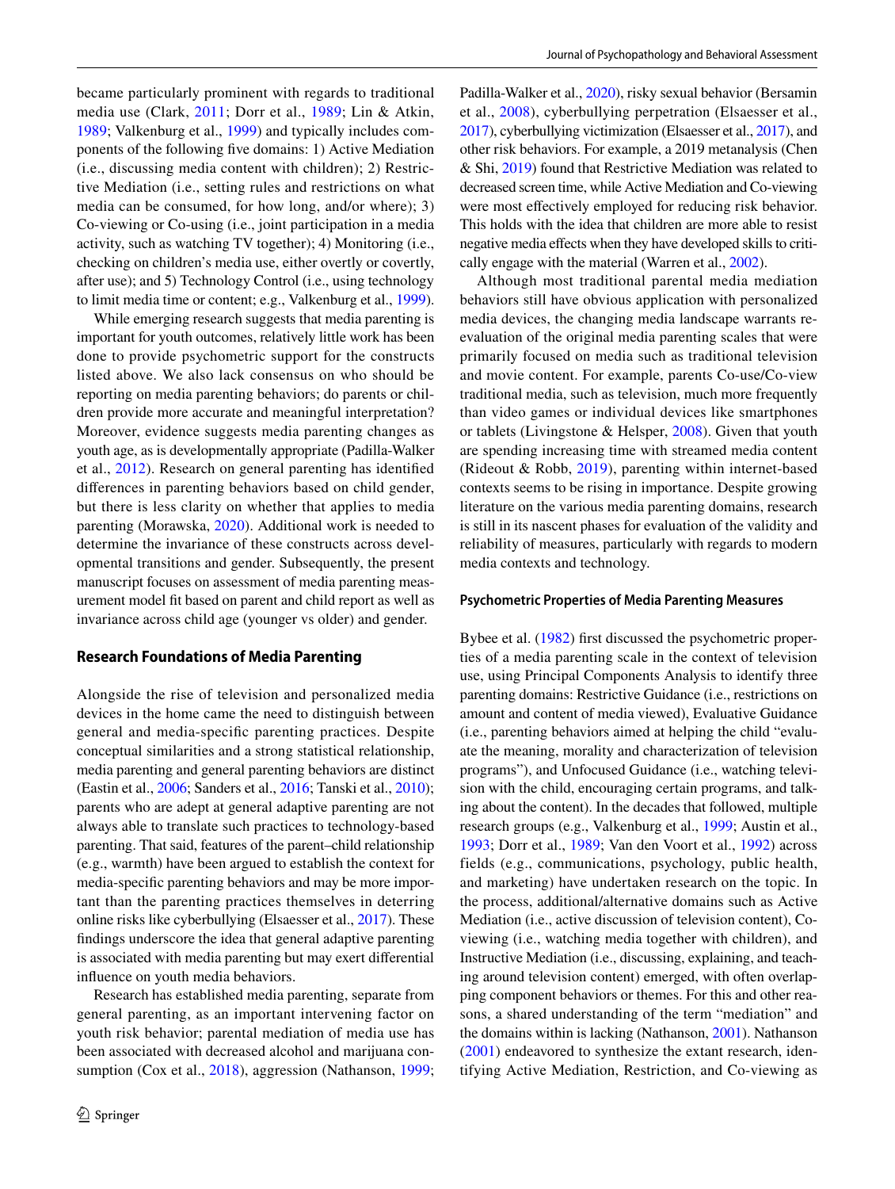became particularly prominent with regards to traditional media use (Clark, 2011; Dorr et al., 1989; Lin & Atkin, 1989; Valkenburg et al., 1999) and typically includes components of the following five domains: 1) Active Mediation (i.e., discussing media content with children); 2) Restrictive Mediation (i.e., setting rules and restrictions on what media can be consumed, for how long, and/or where); 3) Co-viewing or Co-using (i.e., joint participation in a media activity, such as watching TV together); 4) Monitoring (i.e., checking on children's media use, either overtly or covertly, after use); and 5) Technology Control (i.e., using technology to limit media time or content; e.g., Valkenburg et al., 1999).

While emerging research suggests that media parenting is important for youth outcomes, relatively little work has been done to provide psychometric support for the constructs listed above. We also lack consensus on who should be reporting on media parenting behaviors; do parents or children provide more accurate and meaningful interpretation? Moreover, evidence suggests media parenting changes as youth age, as is developmentally appropriate (Padilla-Walker et al., 2012). Research on general parenting has identified differences in parenting behaviors based on child gender, but there is less clarity on whether that applies to media parenting (Morawska, 2020). Additional work is needed to determine the invariance of these constructs across developmental transitions and gender. Subsequently, the present manuscript focuses on assessment of media parenting measurement model fit based on parent and child report as well as invariance across child age (younger vs older) and gender.

## Research Foundations of Media Parenting

Alongside the rise of television and personalized media devices in the home came the need to distinguish between general and media-specific parenting practices. Despite conceptual similarities and a strong statistical relationship, media parenting and general parenting behaviors are distinct (Eastin et al., 2006; Sanders et al., 2016; Tanski et al., 2010); parents who are adept at general adaptive parenting are not always able to translate such practices to technology-based parenting. That said, features of the parent–child relationship (e.g., warmth) have been argued to establish the context for media-specific parenting behaviors and may be more important than the parenting practices themselves in deterring online risks like cyberbullying (Elsaesser et al., 2017). These findings underscore the idea that general adaptive parenting is associated with media parenting but may exert differential influence on youth media behaviors.

Research has established media parenting, separate from general parenting, as an important intervening factor on youth risk behavior; parental mediation of media use has been associated with decreased alcohol and marijuana consumption (Cox et al., 2018), aggression (Nathanson, 1999; Padilla-Walker et al., 2020), risky sexual behavior (Bersamin et al., 2008), cyberbullying perpetration (Elsaesser et al., 2017), cyberbullying victimization (Elsaesser et al., 2017), and other risk behaviors. For example, a 2019 metanalysis (Chen & Shi, 2019) found that Restrictive Mediation was related to decreased screen time, while Active Mediation and Co-viewing were most effectively employed for reducing risk behavior. This holds with the idea that children are more able to resist negative media effects when they have developed skills to critically engage with the material (Warren et al., 2002).

Although most traditional parental media mediation behaviors still have obvious application with personalized media devices, the changing media landscape warrants re-evaluation of the original media parenting scales that were primarily focused on media such as traditional television and movie content. For example, parents Co-use/Co-view traditional media, such as television, much more frequently than video games or individual devices like smartphones or tablets (Livingstone & Helsper, 2008). Given that youth are spending increasing time with streamed media content (Rideout & Robb, 2019), parenting within internet-based contexts seems to be rising in importance. Despite growing literature on the various media parenting domains, research is still in its nascent phases for evaluation of the validity and reliability of measures, particularly with regards to modern media contexts and technology.

### Psychometric Properties of Media Parenting Measures

Bybee et al. (1982) first discussed the psychometric properties of a media parenting scale in the context of television use, using Principal Components Analysis to identify three parenting domains: Restrictive Guidance (i.e., restrictions on amount and content of media viewed), Evaluative Guidance (i.e., parenting behaviors aimed at helping the child "evaluate the meaning, morality and characterization of television programs"), and Unfocused Guidance (i.e., watching television with the child, encouraging certain programs, and talking about the content). In the decades that followed, multiple research groups (e.g., Valkenburg et al., 1999; Austin et al., 1993; Dorr et al., 1989; Van den Voort et al., 1992) across fields (e.g., communications, psychology, public health, and marketing) have undertaken research on the topic. In the process, additional/alternative domains such as Active Mediation (i.e., active discussion of television content), Co-viewing (i.e., watching media together with children), and Instructive Mediation (i.e., discussing, explaining, and teaching around television content) emerged, with often overlapping component behaviors or themes. For this and other reasons, a shared understanding of the term "mediation" and the domains within is lacking (Nathanson, 2001). Nathanson (2001) endeavored to synthesize the extant research, identifying Active Mediation, Restriction, and Co-viewing as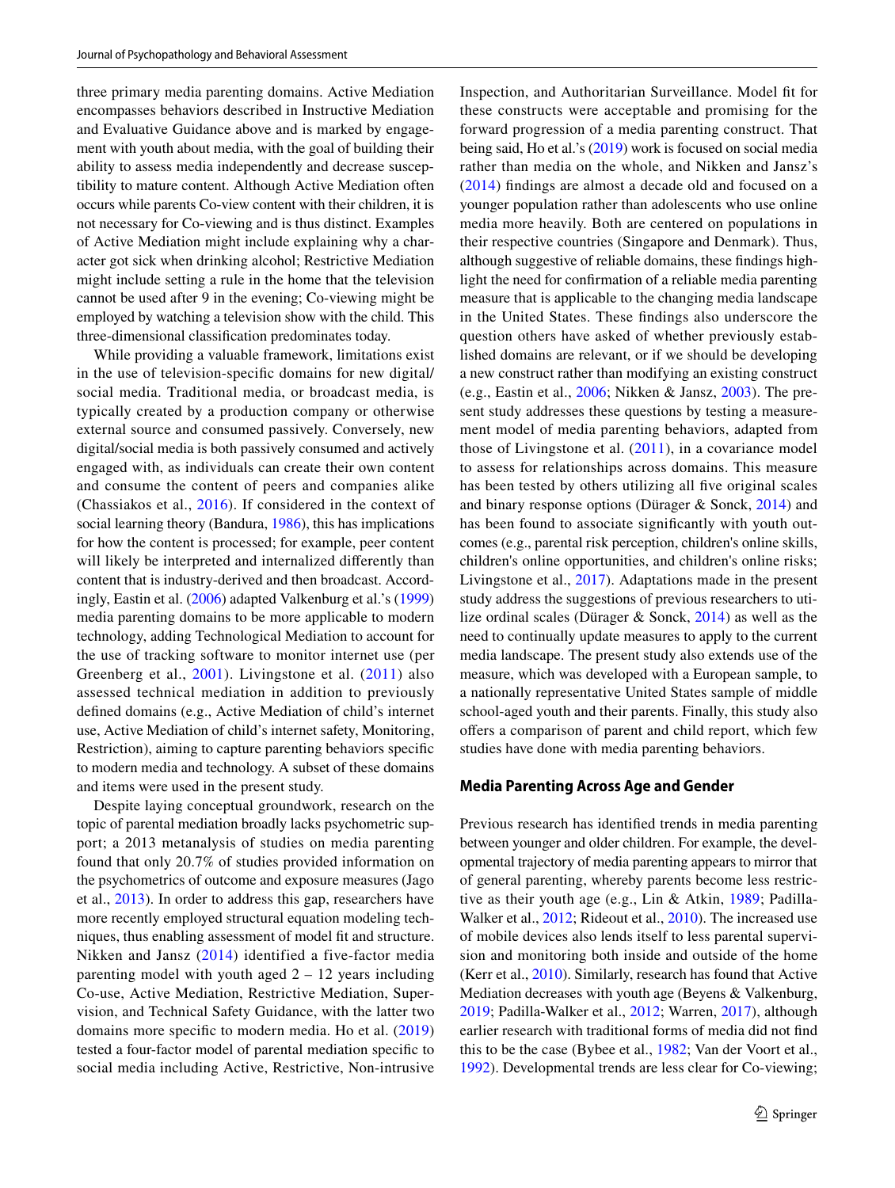three primary media parenting domains. Active Mediation encompasses behaviors described in Instructive Mediation and Evaluative Guidance above and is marked by engagement with youth about media, with the goal of building their ability to assess media independently and decrease susceptibility to mature content. Although Active Mediation often occurs while parents Co-view content with their children, it is not necessary for Co-viewing and is thus distinct. Examples of Active Mediation might include explaining why a character got sick when drinking alcohol; Restrictive Mediation might include setting a rule in the home that the television cannot be used after 9 in the evening; Co-viewing might be employed by watching a television show with the child. This three-dimensional classification predominates today.

While providing a valuable framework, limitations exist in the use of television-specific domains for new digital/social media. Traditional media, or broadcast media, is typically created by a production company or otherwise external source and consumed passively. Conversely, new digital/social media is both passively consumed and actively engaged with, as individuals can create their own content and consume the content of peers and companies alike (Chassiakos et al., 2016). If considered in the context of social learning theory (Bandura, 1986), this has implications for how the content is processed; for example, peer content will likely be interpreted and internalized differently than content that is industry-derived and then broadcast. Accordingly, Eastin et al. (2006) adapted Valkenburg et al.'s (1999) media parenting domains to be more applicable to modern technology, adding Technological Mediation to account for the use of tracking software to monitor internet use (per Greenberg et al., 2001). Livingstone et al. (2011) also assessed technical mediation in addition to previously defined domains (e.g., Active Mediation of child's internet use, Active Mediation of child's internet safety, Monitoring, Restriction), aiming to capture parenting behaviors specific to modern media and technology. A subset of these domains and items were used in the present study.

Despite laying conceptual groundwork, research on the topic of parental mediation broadly lacks psychometric support; a 2013 metanalysis of studies on media parenting found that only 20.7% of studies provided information on the psychometrics of outcome and exposure measures (Jago et al., 2013). In order to address this gap, researchers have more recently employed structural equation modeling techniques, thus enabling assessment of model fit and structure. Nikken and Jansz (2014) identified a five-factor media parenting model with youth aged 2 – 12 years including Co-use, Active Mediation, Restrictive Mediation, Supervision, and Technical Safety Guidance, with the latter two domains more specific to modern media. Ho et al. (2019) tested a four-factor model of parental mediation specific to social media including Active, Restrictive, Non-intrusive Inspection, and Authoritarian Surveillance. Model fit for these constructs were acceptable and promising for the forward progression of a media parenting construct. That being said, Ho et al.'s (2019) work is focused on social media rather than media on the whole, and Nikken and Jansz's (2014) findings are almost a decade old and focused on a younger population rather than adolescents who use online media more heavily. Both are centered on populations in their respective countries (Singapore and Denmark). Thus, although suggestive of reliable domains, these findings highlight the need for confirmation of a reliable media parenting measure that is applicable to the changing media landscape in the United States. These findings also underscore the question others have asked of whether previously established domains are relevant, or if we should be developing a new construct rather than modifying an existing construct (e.g., Eastin et al., 2006; Nikken & Jansz, 2003). The present study addresses these questions by testing a measurement model of media parenting behaviors, adapted from those of Livingstone et al. (2011), in a covariance model to assess for relationships across domains. This measure has been tested by others utilizing all five original scales and binary response options (Dürager & Sonck, 2014) and has been found to associate significantly with youth outcomes (e.g., parental risk perception, children's online skills, children's online opportunities, and children's online risks; Livingstone et al., 2017). Adaptations made in the present study address the suggestions of previous researchers to utilize ordinal scales (Dürager & Sonck, 2014) as well as the need to continually update measures to apply to the current media landscape. The present study also extends use of the measure, which was developed with a European sample, to a nationally representative United States sample of middle school-aged youth and their parents. Finally, this study also offers a comparison of parent and child report, which few studies have done with media parenting behaviors.

## Media Parenting Across Age and Gender

Previous research has identified trends in media parenting between younger and older children. For example, the developmental trajectory of media parenting appears to mirror that of general parenting, whereby parents become less restrictive as their youth age (e.g., Lin & Atkin, 1989; Padilla-Walker et al., 2012; Rideout et al., 2010). The increased use of mobile devices also lends itself to less parental supervision and monitoring both inside and outside of the home (Kerr et al., 2010). Similarly, research has found that Active Mediation decreases with youth age (Beyens & Valkenburg, 2019; Padilla-Walker et al., 2012; Warren, 2017), although earlier research with traditional forms of media did not find this to be the case (Bybee et al., 1982; Van der Voort et al., 1992). Developmental trends are less clear for Co-viewing;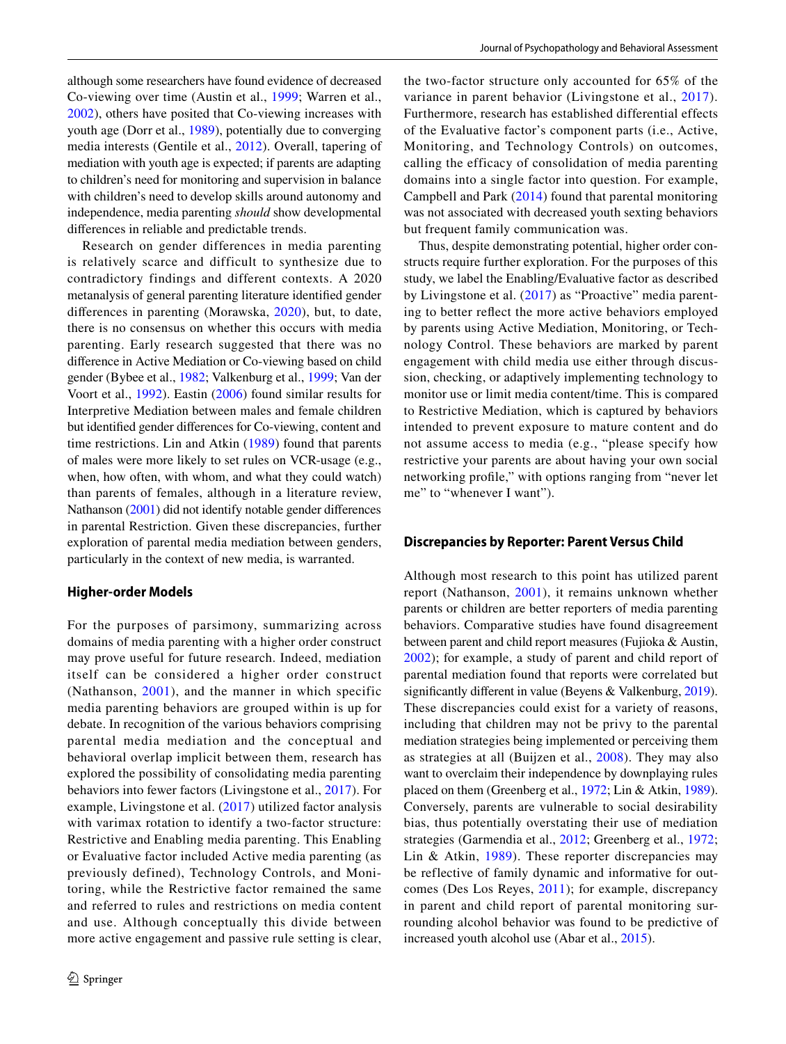although some researchers have found evidence of decreased Co-viewing over time (Austin et al., 1999; Warren et al., 2002), others have posited that Co-viewing increases with youth age (Dorr et al., 1989), potentially due to converging media interests (Gentile et al., 2012). Overall, tapering of mediation with youth age is expected; if parents are adapting to children's need for monitoring and supervision in balance with children's need to develop skills around autonomy and independence, media parenting *should* show developmental differences in reliable and predictable trends.

Research on gender differences in media parenting is relatively scarce and difficult to synthesize due to contradictory findings and different contexts. A 2020 metanalysis of general parenting literature identified gender differences in parenting (Morawska, 2020), but, to date, there is no consensus on whether this occurs with media parenting. Early research suggested that there was no difference in Active Mediation or Co-viewing based on child gender (Bybee et al., 1982; Valkenburg et al., 1999; Van der Voort et al., 1992). Eastin (2006) found similar results for Interpretive Mediation between males and female children but identified gender differences for Co-viewing, content and time restrictions. Lin and Atkin (1989) found that parents of males were more likely to set rules on VCR-usage (e.g., when, how often, with whom, and what they could watch) than parents of females, although in a literature review, Nathanson (2001) did not identify notable gender differences in parental Restriction. Given these discrepancies, further exploration of parental media mediation between genders, particularly in the context of new media, is warranted.

### Higher-order Models

For the purposes of parsimony, summarizing across domains of media parenting with a higher order construct may prove useful for future research. Indeed, mediation itself can be considered a higher order construct (Nathanson, 2001), and the manner in which specific media parenting behaviors are grouped within is up for debate. In recognition of the various behaviors comprising parental media mediation and the conceptual and behavioral overlap implicit between them, research has explored the possibility of consolidating media parenting behaviors into fewer factors (Livingstone et al., 2017). For example, Livingstone et al. (2017) utilized factor analysis with varimax rotation to identify a two-factor structure: Restrictive and Enabling media parenting. This Enabling or Evaluative factor included Active media parenting (as previously defined), Technology Controls, and Monitoring, while the Restrictive factor remained the same and referred to rules and restrictions on media content and use. Although conceptually this divide between more active engagement and passive rule setting is clear, the two-factor structure only accounted for 65% of the variance in parent behavior (Livingstone et al., 2017). Furthermore, research has established differential effects of the Evaluative factor's component parts (i.e., Active, Monitoring, and Technology Controls) on outcomes, calling the efficacy of consolidation of media parenting domains into a single factor into question. For example, Campbell and Park (2014) found that parental monitoring was not associated with decreased youth sexting behaviors but frequent family communication was.

Thus, despite demonstrating potential, higher order constructs require further exploration. For the purposes of this study, we label the Enabling/Evaluative factor as described by Livingstone et al. (2017) as "Proactive" media parenting to better reflect the more active behaviors employed by parents using Active Mediation, Monitoring, or Technology Control. These behaviors are marked by parent engagement with child media use either through discussion, checking, or adaptively implementing technology to monitor use or limit media content/time. This is compared to Restrictive Mediation, which is captured by behaviors intended to prevent exposure to mature content and do not assume access to media (e.g., "please specify how restrictive your parents are about having your own social networking profile," with options ranging from "never let me" to "whenever I want").

### Discrepancies by Reporter: Parent Versus Child

Although most research to this point has utilized parent report (Nathanson, 2001), it remains unknown whether parents or children are better reporters of media parenting behaviors. Comparative studies have found disagreement between parent and child report measures (Fujioka & Austin, 2002); for example, a study of parent and child report of parental mediation found that reports were correlated but significantly different in value (Beyens & Valkenburg, 2019). These discrepancies could exist for a variety of reasons, including that children may not be privy to the parental mediation strategies being implemented or perceiving them as strategies at all (Buijzen et al., 2008). They may also want to overclaim their independence by downplaying rules placed on them (Greenberg et al., 1972; Lin & Atkin, 1989). Conversely, parents are vulnerable to social desirability bias, thus potentially overstating their use of mediation strategies (Garmendia et al., 2012; Greenberg et al., 1972; Lin & Atkin, 1989). These reporter discrepancies may be reflective of family dynamic and informative for outcomes (Des Los Reyes, 2011); for example, discrepancy in parent and child report of parental monitoring surrounding alcohol behavior was found to be predictive of increased youth alcohol use (Abar et al., 2015).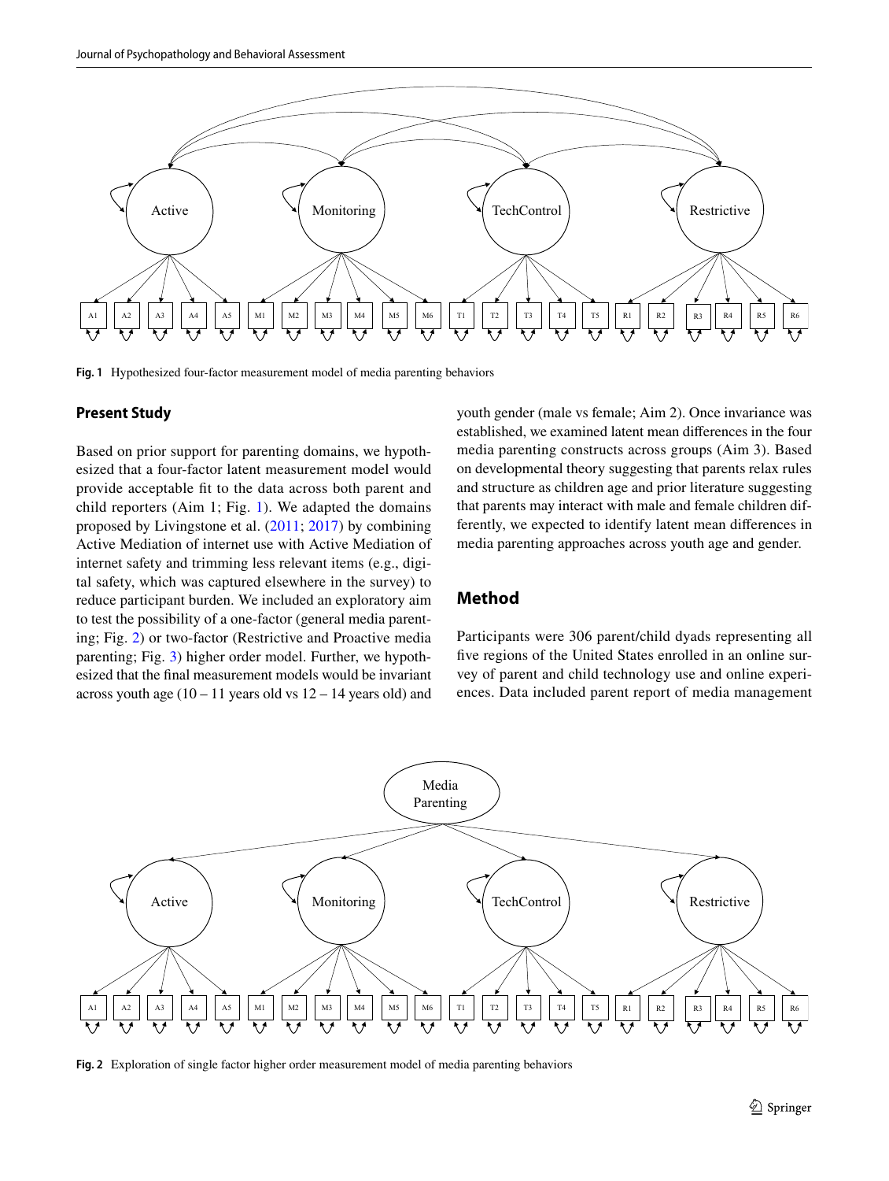Active

Monitoring

TechControl

Restrictive

A1 A2 A3 A4 A5 M1 M2 M3 M4 M5 M6 T1 T2 T3 T4 T5 R1 R2 R3 R4 R5 R6

**Fig. 1** Hypothesized four-factor measurement model of media parenting behaviors

## Present Study

Based on prior support for parenting domains, we hypothesized that a four-factor latent measurement model would provide acceptable fit to the data across both parent and child reporters (Aim 1; Fig. 1). We adapted the domains proposed by Livingstone et al. (2011; 2017) by combining Active Mediation of internet use with Active Mediation of internet safety and trimming less relevant items (e.g., digital safety, which was captured elsewhere in the survey) to reduce participant burden. We included an exploratory aim to test the possibility of a one-factor (general media parenting; Fig. 2) or two-factor (Restrictive and Proactive media parenting; Fig. 3) higher order model. Further, we hypothesized that the final measurement models would be invariant across youth age (10 – 11 years old vs 12 – 14 years old) and youth gender (male vs female; Aim 2). Once invariance was established, we examined latent mean differences in the four media parenting constructs across groups (Aim 3). Based on developmental theory suggesting that parents relax rules and structure as children age and prior literature suggesting that parents may interact with male and female children differently, we expected to identify latent mean differences in media parenting approaches across youth age and gender.

## Method

Participants were 306 parent/child dyads representing all five regions of the United States enrolled in an online survey of parent and child technology use and online experiences. Data included parent report of media management

Media Parenting

Active

Monitoring

TechControl

Restrictive

A1 A2 A3 A4 A5 M1 M2 M3 M4 M5 M6 T1 T2 T3 T4 T5 R1 R2 R3 R4 R5 R6

**Fig. 2** Exploration of single factor higher order measurement model of media parenting behaviors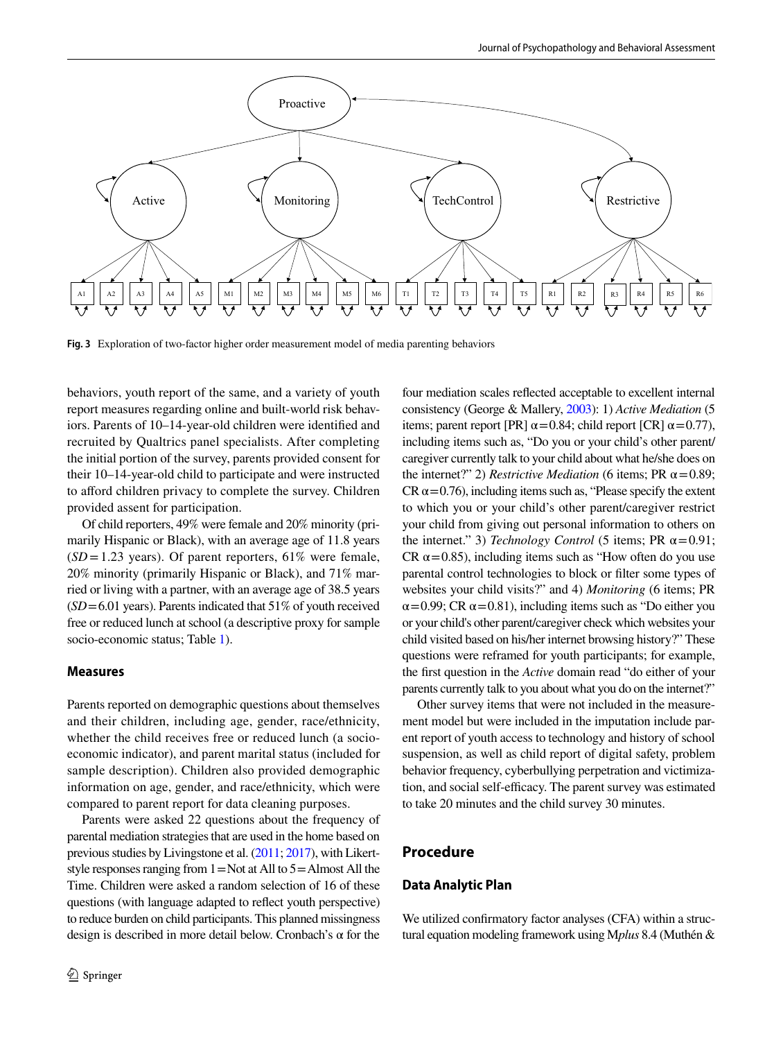Proactive

Active

Monitoring

TechControl

Restrictive

A1 A2 A3 A4 A5 M1 M2 M3 M4 M5 M6 T1 T2 T3 T4 T5 R1 R2 R3 R4 R5 R6

**Fig. 3** Exploration of two-factor higher order measurement model of media parenting behaviors

behaviors, youth report of the same, and a variety of youth report measures regarding online and built-world risk behaviors. Parents of 10–14-year-old children were identified and recruited by Qualtrics panel specialists. After completing the initial portion of the survey, parents provided consent for their 10–14-year-old child to participate and were instructed to afford children privacy to complete the survey. Children provided assent for participation.

Of child reporters, 49% were female and 20% minority (primarily Hispanic or Black), with an average age of 11.8 years (*SD* = 1.23 years). Of parent reporters, 61% were female, 20% minority (primarily Hispanic or Black), and 71% married or living with a partner, with an average age of 38.5 years (*SD* = 6.01 years). Parents indicated that 51% of youth received free or reduced lunch at school (a descriptive proxy for sample socio-economic status; Table 1).

### Measures

Parents reported on demographic questions about themselves and their children, including age, gender, race/ethnicity, whether the child receives free or reduced lunch (a socio-economic indicator), and parent marital status (included for sample description). Children also provided demographic information on age, gender, and race/ethnicity, which were compared to parent report for data cleaning purposes.

Parents were asked 22 questions about the frequency of parental mediation strategies that are used in the home based on previous studies by Livingstone et al. (2011; 2017), with Likert-style responses ranging from 1 = Not at All to 5 = Almost All the Time. Children were asked a random selection of 16 of these questions (with language adapted to reflect youth perspective) to reduce burden on child participants. This planned missingness design is described in more detail below. Cronbach's α for the four mediation scales reflected acceptable to excellent internal consistency (George & Mallery, 2003): 1) *Active Mediation* (5 items; parent report [PR] α = 0.84; child report [CR] α = 0.77), including items such as, "Do you or your child's other parent/caregiver currently talk to your child about what he/she does on the internet?" 2) *Restrictive Mediation* (6 items; PR α = 0.89; CR α = 0.76), including items such as, "Please specify the extent to which you or your child's other parent/caregiver restrict your child from giving out personal information to others on the internet." 3) *Technology Control* (5 items; PR α = 0.91; CR α = 0.85), including items such as "How often do you use parental control technologies to block or filter some types of websites your child visits?" and 4) *Monitoring* (6 items; PR α = 0.99; CR α = 0.81), including items such as "Do either you or your child's other parent/caregiver check which websites your child visited based on his/her internet browsing history?" These questions were reframed for youth participants; for example, the first question in the *Active* domain read "do either of your parents currently talk to you about what you do on the internet?"

Other survey items that were not included in the measurement model but were included in the imputation include parent report of youth access to technology and history of school suspension, as well as child report of digital safety, problem behavior frequency, cyberbullying perpetration and victimization, and social self-efficacy. The parent survey was estimated to take 20 minutes and the child survey 30 minutes.

## Procedure

### Data Analytic Plan

We utilized confirmatory factor analyses (CFA) within a structural equation modeling framework using M*plus* 8.4 (Muthén &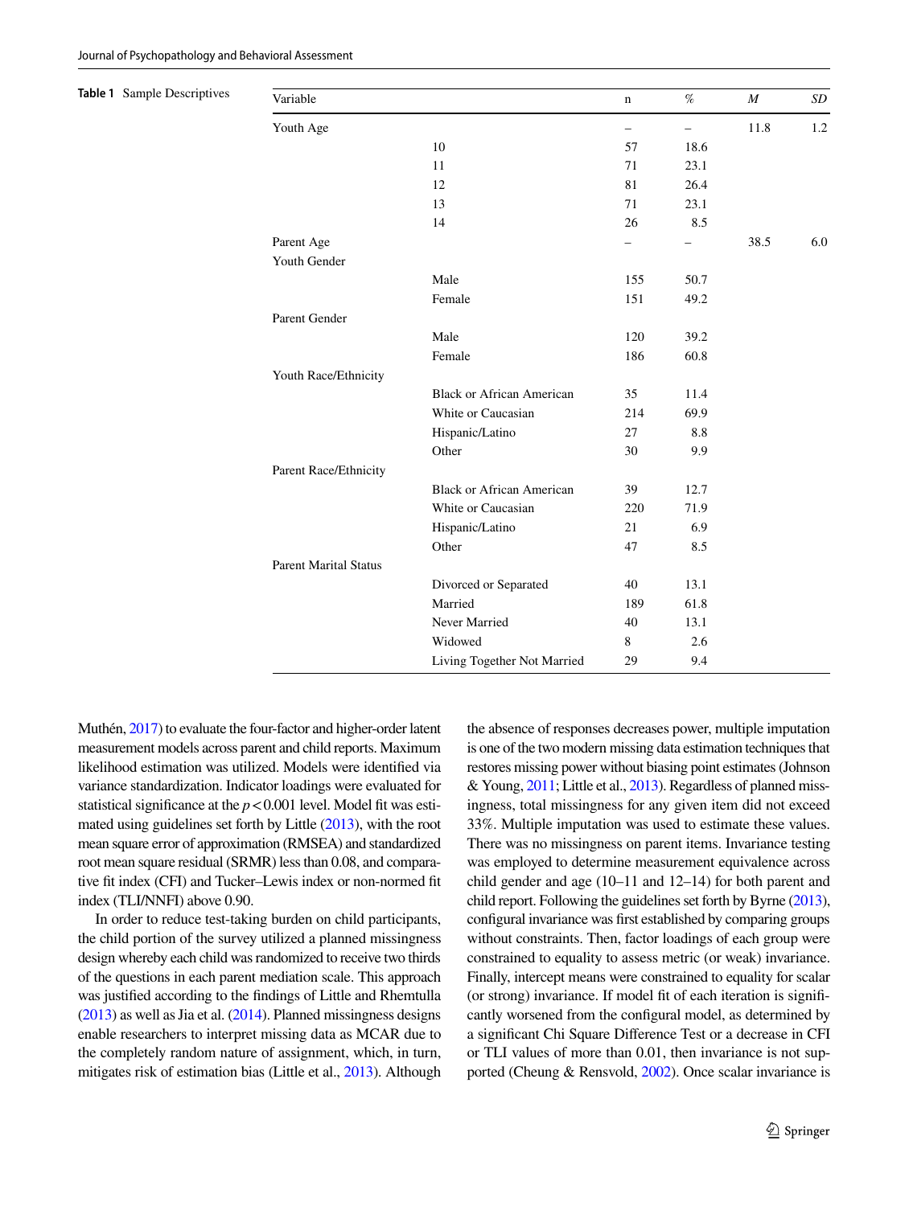**Table 1** Sample Descriptives

| Variable | | n | % | *M* | *SD* |
|---|---|---|---|---|---|
| Youth Age | | – | – | 11.8 | 1.2 |
| | 10 | 57 | 18.6 | | |
| | 11 | 71 | 23.1 | | |
| | 12 | 81 | 26.4 | | |
| | 13 | 71 | 23.1 | | |
| | 14 | 26 | 8.5 | | |
| Parent Age | | – | – | 38.5 | 6.0 |
| Youth Gender | | | | | |
| | Male | 155 | 50.7 | | |
| | Female | 151 | 49.2 | | |
| Parent Gender | | | | | |
| | Male | 120 | 39.2 | | |
| | Female | 186 | 60.8 | | |
| Youth Race/Ethnicity | | | | | |
| | Black or African American | 35 | 11.4 | | |
| | White or Caucasian | 214 | 69.9 | | |
| | Hispanic/Latino | 27 | 8.8 | | |
| | Other | 30 | 9.9 | | |
| Parent Race/Ethnicity | | | | | |
| | Black or African American | 39 | 12.7 | | |
| | White or Caucasian | 220 | 71.9 | | |
| | Hispanic/Latino | 21 | 6.9 | | |
| | Other | 47 | 8.5 | | |
| Parent Marital Status | | | | | |
| | Divorced or Separated | 40 | 13.1 | | |
| | Married | 189 | 61.8 | | |
| | Never Married | 40 | 13.1 | | |
| | Widowed | 8 | 2.6 | | |
| | Living Together Not Married | 29 | 9.4 | | |

Muthén, 2017) to evaluate the four-factor and higher-order latent measurement models across parent and child reports. Maximum likelihood estimation was utilized. Models were identified via variance standardization. Indicator loadings were evaluated for statistical significance at the $p < 0.001$ level. Model fit was estimated using guidelines set forth by Little (2013), with the root mean square error of approximation (RMSEA) and standardized root mean square residual (SRMR) less than 0.08, and comparative fit index (CFI) and Tucker–Lewis index or non-normed fit index (TLI/NNFI) above 0.90.

In order to reduce test-taking burden on child participants, the child portion of the survey utilized a planned missingness design whereby each child was randomized to receive two thirds of the questions in each parent mediation scale. This approach was justified according to the findings of Little and Rhemtulla (2013) as well as Jia et al. (2014). Planned missingness designs enable researchers to interpret missing data as MCAR due to the completely random nature of assignment, which, in turn, mitigates risk of estimation bias (Little et al., 2013). Although the absence of responses decreases power, multiple imputation is one of the two modern missing data estimation techniques that restores missing power without biasing point estimates (Johnson & Young, 2011; Little et al., 2013). Regardless of planned missingness, total missingness for any given item did not exceed 33%. Multiple imputation was used to estimate these values. There was no missingness on parent items. Invariance testing was employed to determine measurement equivalence across child gender and age (10–11 and 12–14) for both parent and child report. Following the guidelines set forth by Byrne (2013), configural invariance was first established by comparing groups without constraints. Then, factor loadings of each group were constrained to equality to assess metric (or weak) invariance. Finally, intercept means were constrained to equality for scalar (or strong) invariance. If model fit of each iteration is significantly worsened from the configural model, as determined by a significant Chi Square Difference Test or a decrease in CFI or TLI values of more than 0.01, then invariance is not supported (Cheung & Rensvold, 2002). Once scalar invariance is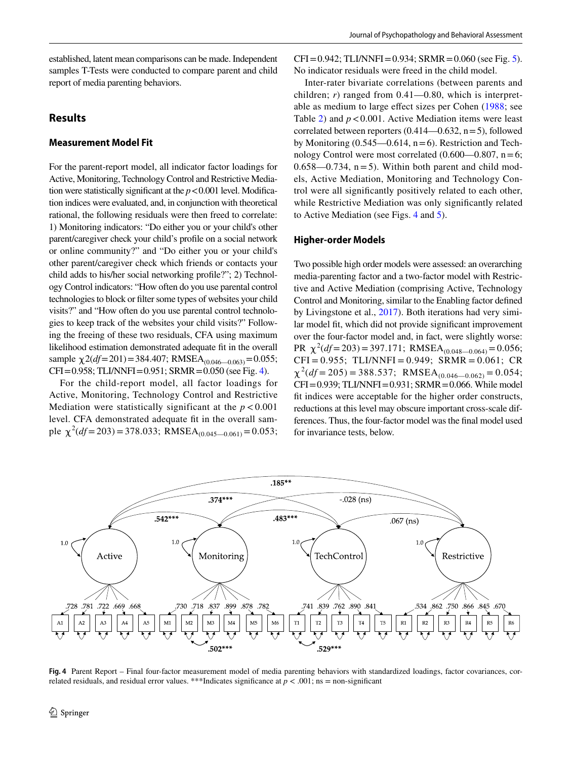established, latent mean comparisons can be made. Independent samples T-Tests were conducted to compare parent and child report of media parenting behaviors.

## Results

### Measurement Model Fit

For the parent-report model, all indicator factor loadings for Active, Monitoring, Technology Control and Restrictive Mediation were statistically significant at the $p<0.001$ level. Modification indices were evaluated, and, in conjunction with theoretical rational, the following residuals were then freed to correlate: 1) Monitoring indicators: "Do either you or your child's other parent/caregiver check your child's profile on a social network or online community?" and "Do either you or your child's other parent/caregiver check which friends or contacts your child adds to his/her social networking profile?"; 2) Technology Control indicators: "How often do you use parental control technologies to block or filter some types of websites your child visits?" and "How often do you use parental control technologies to keep track of the websites your child visits?" Following the freeing of these two residuals, CFA using maximum likelihood estimation demonstrated adequate fit in the overall sample $\chi 2(df=201)=384.407$; $RMSEA_{(0.046—0.063)}=0.055$; CFI = 0.958; TLI/NNFI = 0.951; SRMR = 0.050 (see Fig. 4).

For the child-report model, all factor loadings for Active, Monitoring, Technology Control and Restrictive Mediation were statistically significant at the $p<0.001$ level. CFA demonstrated adequate fit in the overall sample $\chi^2(df=203)=378.033$; $RMSEA_{(0.045—0.061)}=0.053$; CFI = 0.942; TLI/NNFI = 0.934; SRMR = 0.060 (see Fig. 5). No indicator residuals were freed in the child model.

Inter-rater bivariate correlations (between parents and children; $r$) ranged from 0.41—0.80, which is interpretable as medium to large effect sizes per Cohen (1988; see Table 2) and $p<0.001$. Active Mediation items were least correlated between reporters (0.414—0.632, n = 5), followed by Monitoring (0.545—0.614, n = 6). Restriction and Technology Control were most correlated (0.600—0.807, n = 6; 0.658—0.734, n = 5). Within both parent and child models, Active Mediation, Monitoring and Technology Control were all significantly positively related to each other, while Restrictive Mediation was only significantly related to Active Mediation (see Figs. 4 and 5).

### Higher-order Models

Two possible high order models were assessed: an overarching media-parenting factor and a two-factor model with Restrictive and Active Mediation (comprising Active, Technology Control and Monitoring, similar to the Enabling factor defined by Livingstone et al., 2017). Both iterations had very similar model fit, which did not provide significant improvement over the four-factor model and, in fact, were slightly worse: PR $\chi^2(df=203)=397.171$; $RMSEA_{(0.048—0.064)}=0.056$; CFI = 0.955; TLI/NNFI = 0.949; SRMR = 0.061; CR $\chi^2(df=205)=388.537$; $RMSEA_{(0.046—0.062)}=0.054$; CFI = 0.939; TLI/NNFI = 0.931; SRMR = 0.066. While model fit indices were acceptable for the higher order constructs, reductions at this level may obscure important cross-scale differences. Thus, the four-factor model was the final model used for invariance tests, below.

**Fig. 4** Parent Report – Final four-factor measurement model of media parenting behaviors with standardized loadings, factor covariances, correlated residuals, and residual error values. ***Indicates significance at $p<.001$; ns = non-significant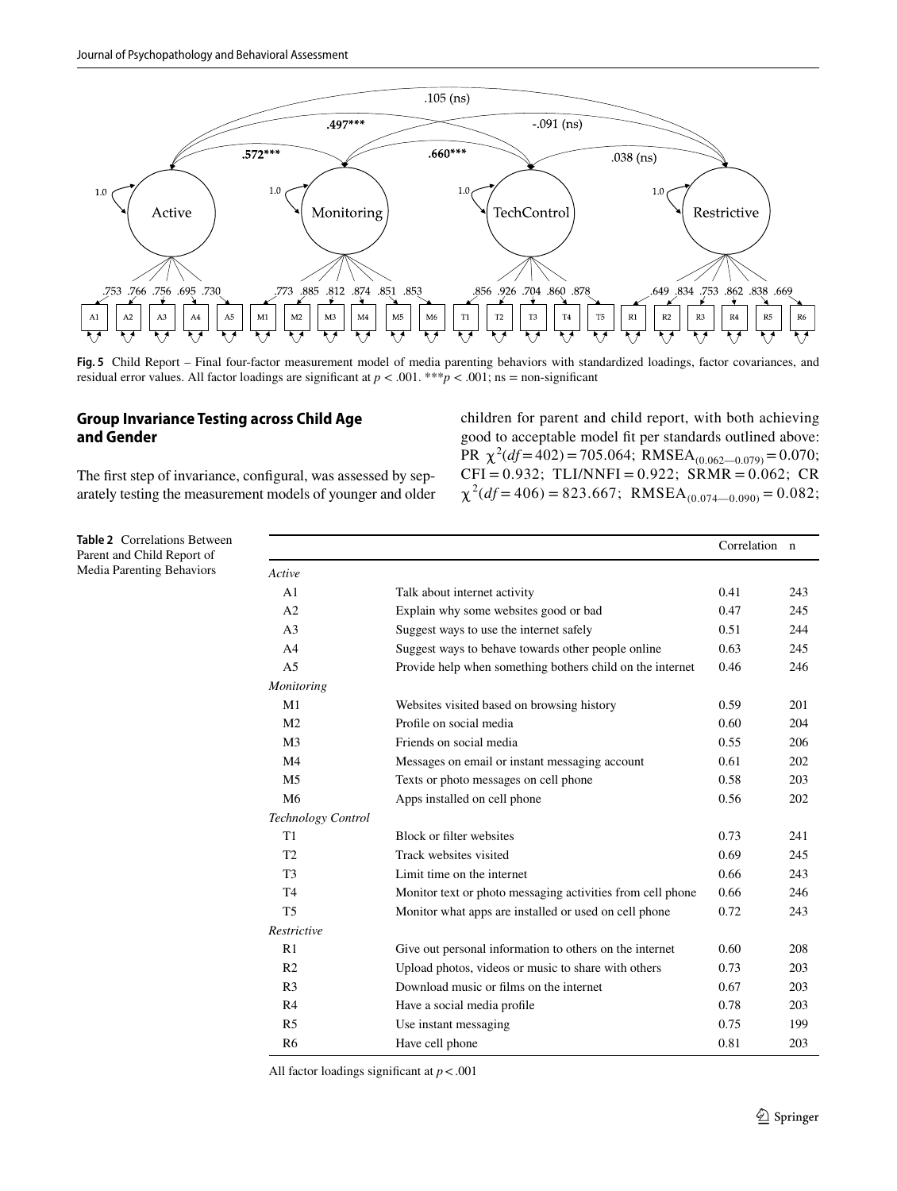**Fig. 5** Child Report – Final four-factor measurement model of media parenting behaviors with standardized loadings, factor covariances, and residual error values. All factor loadings are significant at $p < .001$. ***$p < .001$; ns = non-significant

## Group Invariance Testing across Child Age and Gender

The first step of invariance, configural, was assessed by separately testing the measurement models of younger and older children for parent and child report, with both achieving good to acceptable model fit per standards outlined above: PR $\chi^2(df=402) = 705.064$; $RMSEA_{(0.062—0.079)} = 0.070$; $CFI = 0.932$; $TLI/NNFI = 0.922$; $SRMR = 0.062$; CR $\chi^2(df = 406) = 823.667$; $RMSEA_{(0.074—0.090)} = 0.082$;

**Table 2** Correlations Between Parent and Child Report of Media Parenting Behaviors

| | | Correlation | n |
|---|---|---|---|
| *Active* | | | |
| A1 | Talk about internet activity | 0.41 | 243 |
| A2 | Explain why some websites good or bad | 0.47 | 245 |
| A3 | Suggest ways to use the internet safely | 0.51 | 244 |
| A4 | Suggest ways to behave towards other people online | 0.63 | 245 |
| A5 | Provide help when something bothers child on the internet | 0.46 | 246 |
| *Monitoring* | | | |
| M1 | Websites visited based on browsing history | 0.59 | 201 |
| M2 | Profile on social media | 0.60 | 204 |
| M3 | Friends on social media | 0.55 | 206 |
| M4 | Messages on email or instant messaging account | 0.61 | 202 |
| M5 | Texts or photo messages on cell phone | 0.58 | 203 |
| M6 | Apps installed on cell phone | 0.56 | 202 |
| *Technology Control* | | | |
| T1 | Block or filter websites | 0.73 | 241 |
| T2 | Track websites visited | 0.69 | 245 |
| T3 | Limit time on the internet | 0.66 | 243 |
| T4 | Monitor text or photo messaging activities from cell phone | 0.66 | 246 |
| T5 | Monitor what apps are installed or used on cell phone | 0.72 | 243 |
| *Restrictive* | | | |
| R1 | Give out personal information to others on the internet | 0.60 | 208 |
| R2 | Upload photos, videos or music to share with others | 0.73 | 203 |
| R3 | Download music or films on the internet | 0.67 | 203 |
| R4 | Have a social media profile | 0.78 | 203 |
| R5 | Use instant messaging | 0.75 | 199 |
| R6 | Have cell phone | 0.81 | 203 |

All factor loadings significant at $p < .001$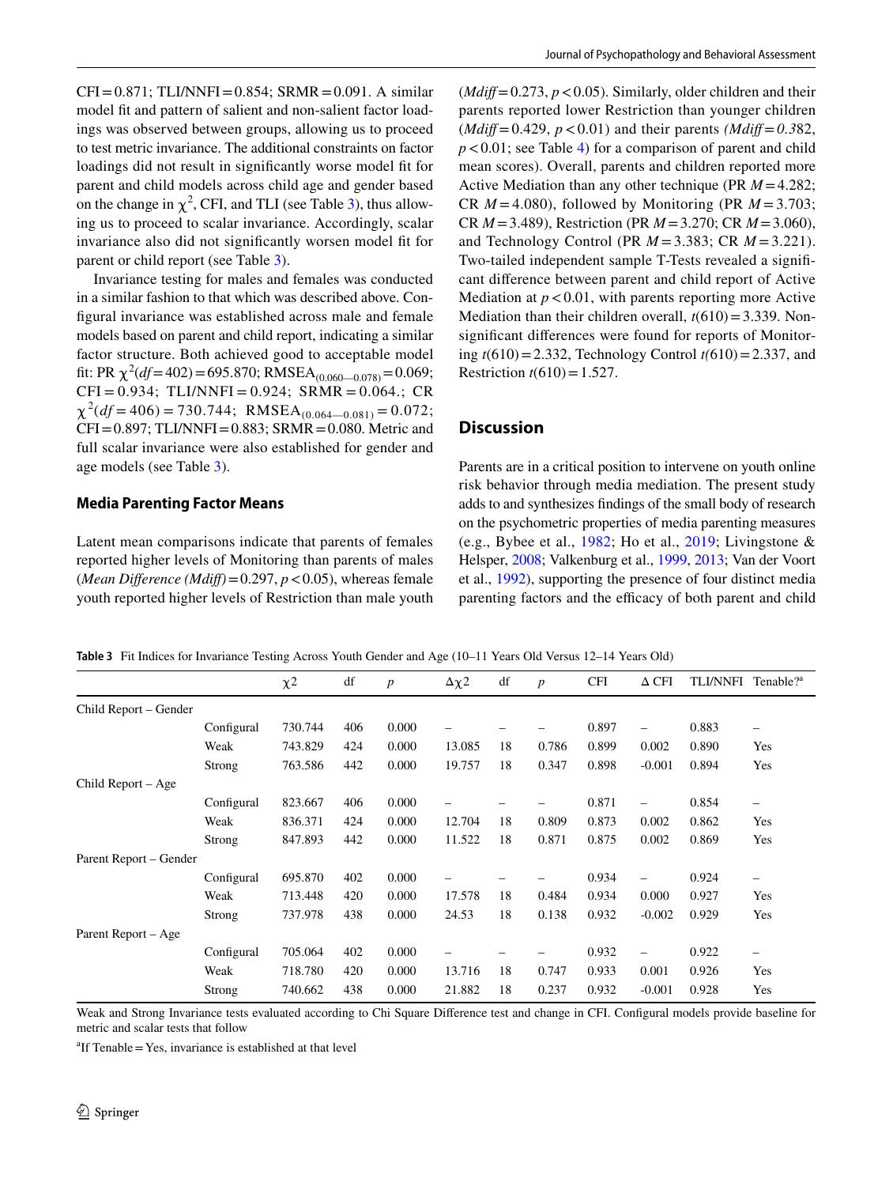CFI = 0.871; TLI/NNFI = 0.854; SRMR = 0.091. A similar model fit and pattern of salient and non-salient factor loadings was observed between groups, allowing us to proceed to test metric invariance. The additional constraints on factor loadings did not result in significantly worse model fit for parent and child models across child age and gender based on the change in $\chi^2$, CFI, and TLI (see Table 3), thus allowing us to proceed to scalar invariance. Accordingly, scalar invariance also did not significantly worsen model fit for parent or child report (see Table 3).

Invariance testing for males and females was conducted in a similar fashion to that which was described above. Configural invariance was established across male and female models based on parent and child report, indicating a similar factor structure. Both achieved good to acceptable model fit: PR $\chi^2(df = 402) = 695.870$; $RMSEA_{(0.060-0.078)} = 0.069$; CFI = 0.934; TLI/NNFI = 0.924; SRMR = 0.064.; CR $\chi^2(df = 406) = 730.744$; $RMSEA_{(0.064-0.081)} = 0.072$; CFI = 0.897; TLI/NNFI = 0.883; SRMR = 0.080. Metric and full scalar invariance were also established for gender and age models (see Table 3).

### Media Parenting Factor Means

Latent mean comparisons indicate that parents of females reported higher levels of Monitoring than parents of males (*Mean Difference (Mdiff)* = 0.297, $p < 0.05$), whereas female youth reported higher levels of Restriction than male youth (*Mdiff* = 0.273, $p < 0.05$). Similarly, older children and their parents reported lower Restriction than younger children (*Mdiff* = 0.429, $p < 0.01$) and their parents (*Mdiff* = 0.382, $p < 0.01$; see Table 4) for a comparison of parent and child mean scores). Overall, parents and children reported more Active Mediation than any other technique (PR $M = 4.282$; CR $M = 4.080$), followed by Monitoring (PR $M = 3.703$; CR $M = 3.489$), Restriction (PR $M = 3.270$; CR $M = 3.060$), and Technology Control (PR $M = 3.383$; CR $M = 3.221$). Two-tailed independent sample T-Tests revealed a significant difference between parent and child report of Active Mediation at $p < 0.01$, with parents reporting more Active Mediation than their children overall, $t(610) = 3.339$. Non-significant differences were found for reports of Monitoring $t(610) = 2.332$, Technology Control $t(610) = 2.337$, and Restriction $t(610) = 1.527$.

## Discussion

Parents are in a critical position to intervene on youth online risk behavior through media mediation. The present study adds to and synthesizes findings of the small body of research on the psychometric properties of media parenting measures (e.g., Bybee et al., 1982; Ho et al., 2019; Livingstone & Helsper, 2008; Valkenburg et al., 1999, 2013; Van der Voort et al., 1992), supporting the presence of four distinct media parenting factors and the efficacy of both parent and child

**Table 3** Fit Indices for Invariance Testing Across Youth Gender and Age (10–11 Years Old Versus 12–14 Years Old)

| | | χ2 | df | *p* | Δχ2 | df | *p* | CFI | Δ CFI | TLI/NNFI | Tenable?[a] |
|---|---|---|---|---|---|---|---|---|---|---|---|
| Child Report – Gender | | | | | | | | | | | |
| | Configural | 730.744 | 406 | 0.000 | – | – | – | 0.897 | – | 0.883 | – |
| | Weak | 743.829 | 424 | 0.000 | 13.085 | 18 | 0.786 | 0.899 | 0.002 | 0.890 | Yes |
| | Strong | 763.586 | 442 | 0.000 | 19.757 | 18 | 0.347 | 0.898 | -0.001 | 0.894 | Yes |
| Child Report – Age | | | | | | | | | | | |
| | Configural | 823.667 | 406 | 0.000 | – | – | – | 0.871 | – | 0.854 | – |
| | Weak | 836.371 | 424 | 0.000 | 12.704 | 18 | 0.809 | 0.873 | 0.002 | 0.862 | Yes |
| | Strong | 847.893 | 442 | 0.000 | 11.522 | 18 | 0.871 | 0.875 | 0.002 | 0.869 | Yes |
| Parent Report – Gender | | | | | | | | | | | |
| | Configural | 695.870 | 402 | 0.000 | – | – | – | 0.934 | – | 0.924 | – |
| | Weak | 713.448 | 420 | 0.000 | 17.578 | 18 | 0.484 | 0.934 | 0.000 | 0.927 | Yes |
| | Strong | 737.978 | 438 | 0.000 | 24.53 | 18 | 0.138 | 0.932 | -0.002 | 0.929 | Yes |
| Parent Report – Age | | | | | | | | | | | |
| | Configural | 705.064 | 402 | 0.000 | – | – | – | 0.932 | – | 0.922 | – |
| | Weak | 718.780 | 420 | 0.000 | 13.716 | 18 | 0.747 | 0.933 | 0.001 | 0.926 | Yes |
| | Strong | 740.662 | 438 | 0.000 | 21.882 | 18 | 0.237 | 0.932 | -0.001 | 0.928 | Yes |

Weak and Strong Invariance tests evaluated according to Chi Square Difference test and change in CFI. Configural models provide baseline for metric and scalar tests that follow

[a]If Tenable = Yes, invariance is established at that level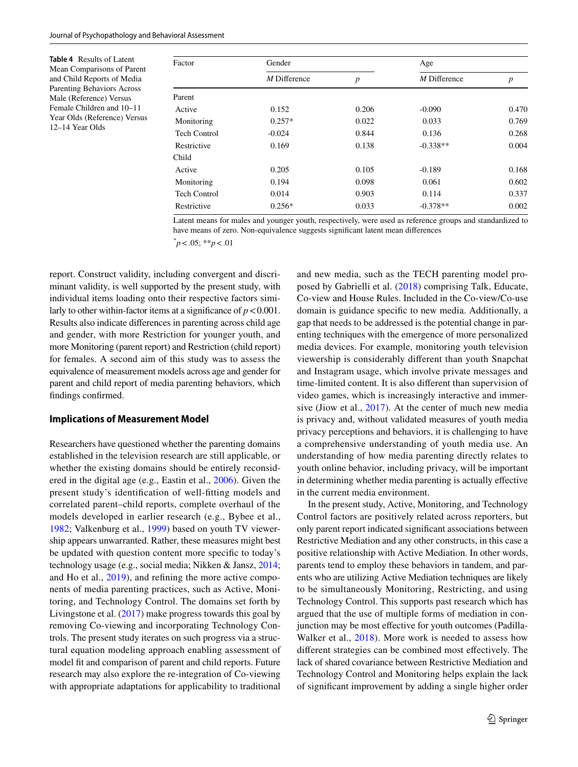**Table 4** Results of Latent Mean Comparisons of Parent and Child Reports of Media Parenting Behaviors Across Male (Reference) Versus Female Children and 10–11 Year Olds (Reference) Versus 12–14 Year Olds

| Factor | Gender | | Age | |
|---|---|---|---|---|
| | *M* Difference | *p* | *M* Difference | *p* |
| Parent | | | | |
| Active | 0.152 | 0.206 | -0.090 | 0.470 |
| Monitoring | 0.257* | 0.022 | 0.033 | 0.769 |
| Tech Control | -0.024 | 0.844 | 0.136 | 0.268 |
| Restrictive | 0.169 | 0.138 | -0.338** | 0.004 |
| Child | | | | |
| Active | 0.205 | 0.105 | -0.189 | 0.168 |
| Monitoring | 0.194 | 0.098 | 0.061 | 0.602 |
| Tech Control | 0.014 | 0.903 | 0.114 | 0.337 |
| Restrictive | 0.256* | 0.033 | -0.378** | 0.002 |

Latent means for males and younger youth, respectively, were used as reference groups and standardized to have means of zero. Non-equivalence suggests significant latent mean differences

*$p < .05$; **$p < .01$

report. Construct validity, including convergent and discriminant validity, is well supported by the present study, with individual items loading onto their respective factors similarly to other within-factor items at a significance of $p < 0.001$. Results also indicate differences in parenting across child age and gender, with more Restriction for younger youth, and more Monitoring (parent report) and Restriction (child report) for females. A second aim of this study was to assess the equivalence of measurement models across age and gender for parent and child report of media parenting behaviors, which findings confirmed.

### Implications of Measurement Model

Researchers have questioned whether the parenting domains established in the television research are still applicable, or whether the existing domains should be entirely reconsidered in the digital age (e.g., Eastin et al., 2006). Given the present study's identification of well-fitting models and correlated parent–child reports, complete overhaul of the models developed in earlier research (e.g., Bybee et al., 1982; Valkenburg et al., 1999) based on youth TV viewership appears unwarranted. Rather, these measures might best be updated with question content more specific to today's technology usage (e.g., social media; Nikken & Jansz, 2014; and Ho et al., 2019), and refining the more active components of media parenting practices, such as Active, Monitoring, and Technology Control. The domains set forth by Livingstone et al. (2017) make progress towards this goal by removing Co-viewing and incorporating Technology Controls. The present study iterates on such progress via a structural equation modeling approach enabling assessment of model fit and comparison of parent and child reports. Future research may also explore the re-integration of Co-viewing with appropriate adaptations for applicability to traditional and new media, such as the TECH parenting model proposed by Gabrielli et al. (2018) comprising Talk, Educate, Co-view and House Rules. Included in the Co-view/Co-use domain is guidance specific to new media. Additionally, a gap that needs to be addressed is the potential change in parenting techniques with the emergence of more personalized media devices. For example, monitoring youth television viewership is considerably different than youth Snapchat and Instagram usage, which involve private messages and time-limited content. It is also different than supervision of video games, which is increasingly interactive and immersive (Jiow et al., 2017). At the center of much new media is privacy and, without validated measures of youth media privacy perceptions and behaviors, it is challenging to have a comprehensive understanding of youth media use. An understanding of how media parenting directly relates to youth online behavior, including privacy, will be important in determining whether media parenting is actually effective in the current media environment.

In the present study, Active, Monitoring, and Technology Control factors are positively related across reporters, but only parent report indicated significant associations between Restrictive Mediation and any other constructs, in this case a positive relationship with Active Mediation. In other words, parents tend to employ these behaviors in tandem, and parents who are utilizing Active Mediation techniques are likely to be simultaneously Monitoring, Restricting, and using Technology Control. This supports past research which has argued that the use of multiple forms of mediation in conjunction may be most effective for youth outcomes (Padilla-Walker et al., 2018). More work is needed to assess how different strategies can be combined most effectively. The lack of shared covariance between Restrictive Mediation and Technology Control and Monitoring helps explain the lack of significant improvement by adding a single higher order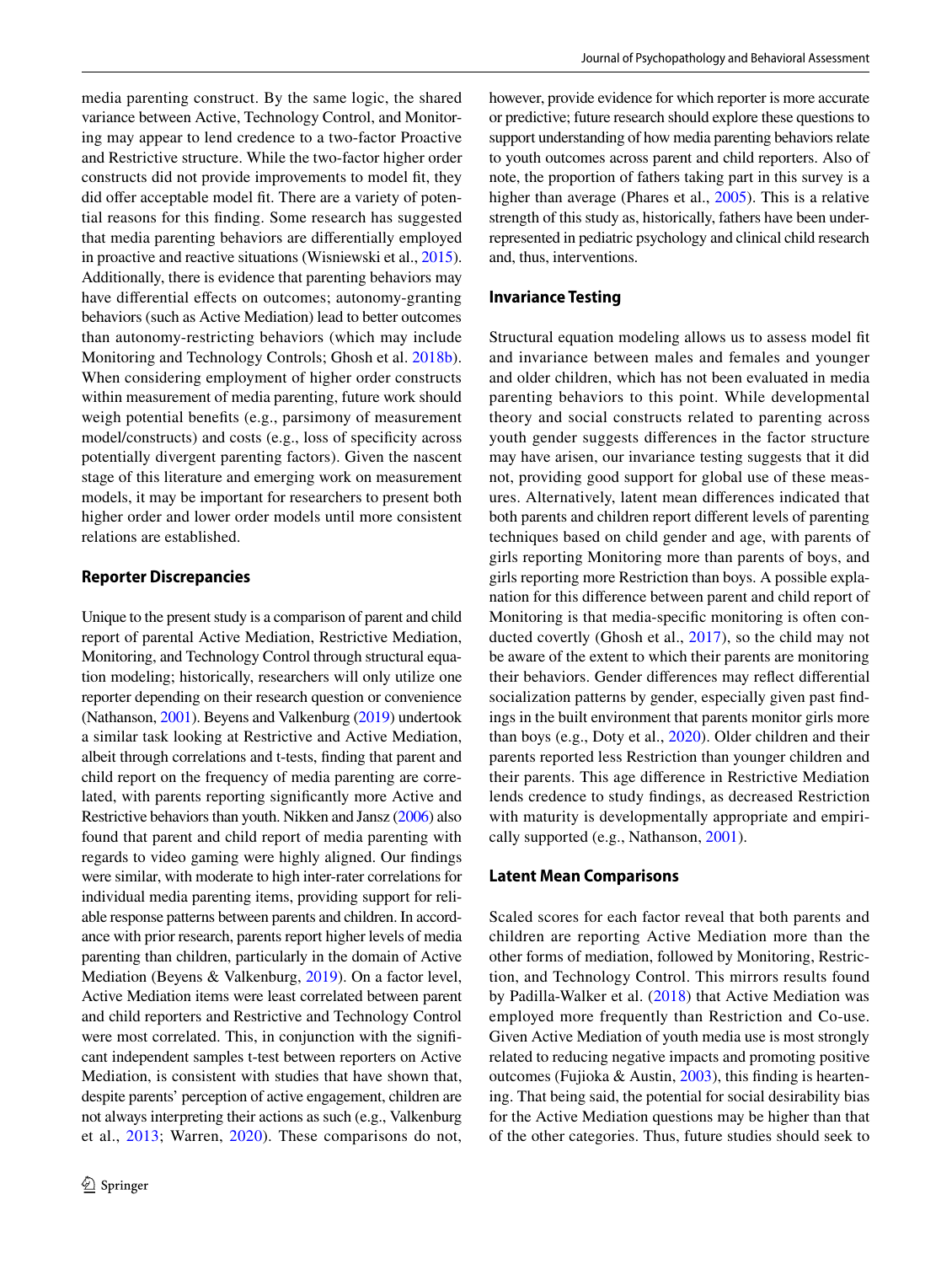media parenting construct. By the same logic, the shared variance between Active, Technology Control, and Monitoring may appear to lend credence to a two-factor Proactive and Restrictive structure. While the two-factor higher order constructs did not provide improvements to model fit, they did offer acceptable model fit. There are a variety of potential reasons for this finding. Some research has suggested that media parenting behaviors are differentially employed in proactive and reactive situations (Wisniewski et al., 2015). Additionally, there is evidence that parenting behaviors may have differential effects on outcomes; autonomy-granting behaviors (such as Active Mediation) lead to better outcomes than autonomy-restricting behaviors (which may include Monitoring and Technology Controls; Ghosh et al. 2018b). When considering employment of higher order constructs within measurement of media parenting, future work should weigh potential benefits (e.g., parsimony of measurement model/constructs) and costs (e.g., loss of specificity across potentially divergent parenting factors). Given the nascent stage of this literature and emerging work on measurement models, it may be important for researchers to present both higher order and lower order models until more consistent relations are established.

### Reporter Discrepancies

Unique to the present study is a comparison of parent and child report of parental Active Mediation, Restrictive Mediation, Monitoring, and Technology Control through structural equation modeling; historically, researchers will only utilize one reporter depending on their research question or convenience (Nathanson, 2001). Beyens and Valkenburg (2019) undertook a similar task looking at Restrictive and Active Mediation, albeit through correlations and t-tests, finding that parent and child report on the frequency of media parenting are correlated, with parents reporting significantly more Active and Restrictive behaviors than youth. Nikken and Jansz (2006) also found that parent and child report of media parenting with regards to video gaming were highly aligned. Our findings were similar, with moderate to high inter-rater correlations for individual media parenting items, providing support for reliable response patterns between parents and children. In accordance with prior research, parents report higher levels of media parenting than children, particularly in the domain of Active Mediation (Beyens & Valkenburg, 2019). On a factor level, Active Mediation items were least correlated between parent and child reporters and Restrictive and Technology Control were most correlated. This, in conjunction with the significant independent samples t-test between reporters on Active Mediation, is consistent with studies that have shown that, despite parents' perception of active engagement, children are not always interpreting their actions as such (e.g., Valkenburg et al., 2013; Warren, 2020). These comparisons do not, however, provide evidence for which reporter is more accurate or predictive; future research should explore these questions to support understanding of how media parenting behaviors relate to youth outcomes across parent and child reporters. Also of note, the proportion of fathers taking part in this survey is a higher than average (Phares et al., 2005). This is a relative strength of this study as, historically, fathers have been underrepresented in pediatric psychology and clinical child research and, thus, interventions.

### Invariance Testing

Structural equation modeling allows us to assess model fit and invariance between males and females and younger and older children, which has not been evaluated in media parenting behaviors to this point. While developmental theory and social constructs related to parenting across youth gender suggests differences in the factor structure may have arisen, our invariance testing suggests that it did not, providing good support for global use of these measures. Alternatively, latent mean differences indicated that both parents and children report different levels of parenting techniques based on child gender and age, with parents of girls reporting Monitoring more than parents of boys, and girls reporting more Restriction than boys. A possible explanation for this difference between parent and child report of Monitoring is that media-specific monitoring is often conducted covertly (Ghosh et al., 2017), so the child may not be aware of the extent to which their parents are monitoring their behaviors. Gender differences may reflect differential socialization patterns by gender, especially given past findings in the built environment that parents monitor girls more than boys (e.g., Doty et al., 2020). Older children and their parents reported less Restriction than younger children and their parents. This age difference in Restrictive Mediation lends credence to study findings, as decreased Restriction with maturity is developmentally appropriate and empirically supported (e.g., Nathanson, 2001).

### Latent Mean Comparisons

Scaled scores for each factor reveal that both parents and children are reporting Active Mediation more than the other forms of mediation, followed by Monitoring, Restriction, and Technology Control. This mirrors results found by Padilla-Walker et al. (2018) that Active Mediation was employed more frequently than Restriction and Co-use. Given Active Mediation of youth media use is most strongly related to reducing negative impacts and promoting positive outcomes (Fujioka & Austin, 2003), this finding is heartening. That being said, the potential for social desirability bias for the Active Mediation questions may be higher than that of the other categories. Thus, future studies should seek to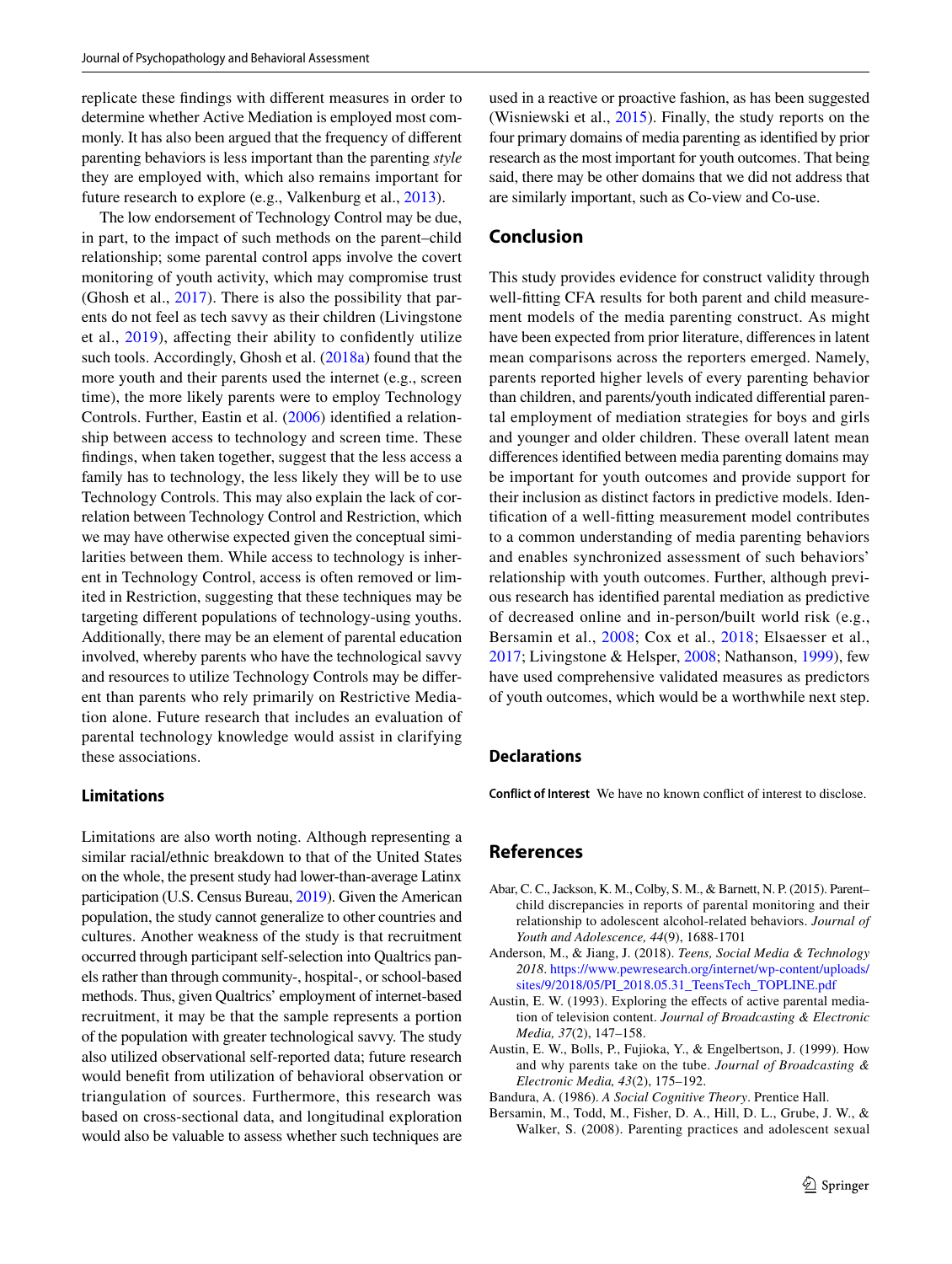replicate these findings with different measures in order to determine whether Active Mediation is employed most commonly. It has also been argued that the frequency of different parenting behaviors is less important than the parenting *style* they are employed with, which also remains important for future research to explore (e.g., Valkenburg et al., 2013).

The low endorsement of Technology Control may be due, in part, to the impact of such methods on the parent–child relationship; some parental control apps involve the covert monitoring of youth activity, which may compromise trust (Ghosh et al., 2017). There is also the possibility that parents do not feel as tech savvy as their children (Livingstone et al., 2019), affecting their ability to confidently utilize such tools. Accordingly, Ghosh et al. (2018a) found that the more youth and their parents used the internet (e.g., screen time), the more likely parents were to employ Technology Controls. Further, Eastin et al. (2006) identified a relationship between access to technology and screen time. These findings, when taken together, suggest that the less access a family has to technology, the less likely they will be to use Technology Controls. This may also explain the lack of correlation between Technology Control and Restriction, which we may have otherwise expected given the conceptual similarities between them. While access to technology is inherent in Technology Control, access is often removed or limited in Restriction, suggesting that these techniques may be targeting different populations of technology-using youths. Additionally, there may be an element of parental education involved, whereby parents who have the technological savvy and resources to utilize Technology Controls may be different than parents who rely primarily on Restrictive Mediation alone. Future research that includes an evaluation of parental technology knowledge would assist in clarifying these associations.

### Limitations

Limitations are also worth noting. Although representing a similar racial/ethnic breakdown to that of the United States on the whole, the present study had lower-than-average Latinx participation (U.S. Census Bureau, 2019). Given the American population, the study cannot generalize to other countries and cultures. Another weakness of the study is that recruitment occurred through participant self-selection into Qualtrics panels rather than through community-, hospital-, or school-based methods. Thus, given Qualtrics' employment of internet-based recruitment, it may be that the sample represents a portion of the population with greater technological savvy. The study also utilized observational self-reported data; future research would benefit from utilization of behavioral observation or triangulation of sources. Furthermore, this research was based on cross-sectional data, and longitudinal exploration would also be valuable to assess whether such techniques are used in a reactive or proactive fashion, as has been suggested (Wisniewski et al., 2015). Finally, the study reports on the four primary domains of media parenting as identified by prior research as the most important for youth outcomes. That being said, there may be other domains that we did not address that are similarly important, such as Co-view and Co-use.

## Conclusion

This study provides evidence for construct validity through well-fitting CFA results for both parent and child measurement models of the media parenting construct. As might have been expected from prior literature, differences in latent mean comparisons across the reporters emerged. Namely, parents reported higher levels of every parenting behavior than children, and parents/youth indicated differential parental employment of mediation strategies for boys and girls and younger and older children. These overall latent mean differences identified between media parenting domains may be important for youth outcomes and provide support for their inclusion as distinct factors in predictive models. Identification of a well-fitting measurement model contributes to a common understanding of media parenting behaviors and enables synchronized assessment of such behaviors' relationship with youth outcomes. Further, although previous research has identified parental mediation as predictive of decreased online and in-person/built world risk (e.g., Bersamin et al., 2008; Cox et al., 2018; Elsaesser et al., 2017; Livingstone & Helsper, 2008; Nathanson, 1999), few have used comprehensive validated measures as predictors of youth outcomes, which would be a worthwhile next step.

## Declarations

**Conflict of Interest** We have no known conflict of interest to disclose.

## References

Abar, C. C., Jackson, K. M., Colby, S. M., & Barnett, N. P. (2015). Parent–child discrepancies in reports of parental monitoring and their relationship to adolescent alcohol-related behaviors. *Journal of Youth and Adolescence, 44*(9), 1688-1701

Anderson, M., & Jiang, J. (2018). *Teens, Social Media & Technology 2018*. https://www.pewresearch.org/internet/wp-content/uploads/sites/9/2018/05/PI_2018.05.31_TeensTech_TOPLINE.pdf

Austin, E. W. (1993). Exploring the effects of active parental mediation of television content. *Journal of Broadcasting & Electronic Media, 37*(2), 147–158.

Austin, E. W., Bolls, P., Fujioka, Y., & Engelbertson, J. (1999). How and why parents take on the tube. *Journal of Broadcasting & Electronic Media, 43*(2), 175–192.

Bandura, A. (1986). *A Social Cognitive Theory*. Prentice Hall.

Bersamin, M., Todd, M., Fisher, D. A., Hill, D. L., Grube, J. W., & Walker, S. (2008). Parenting practices and adolescent sexual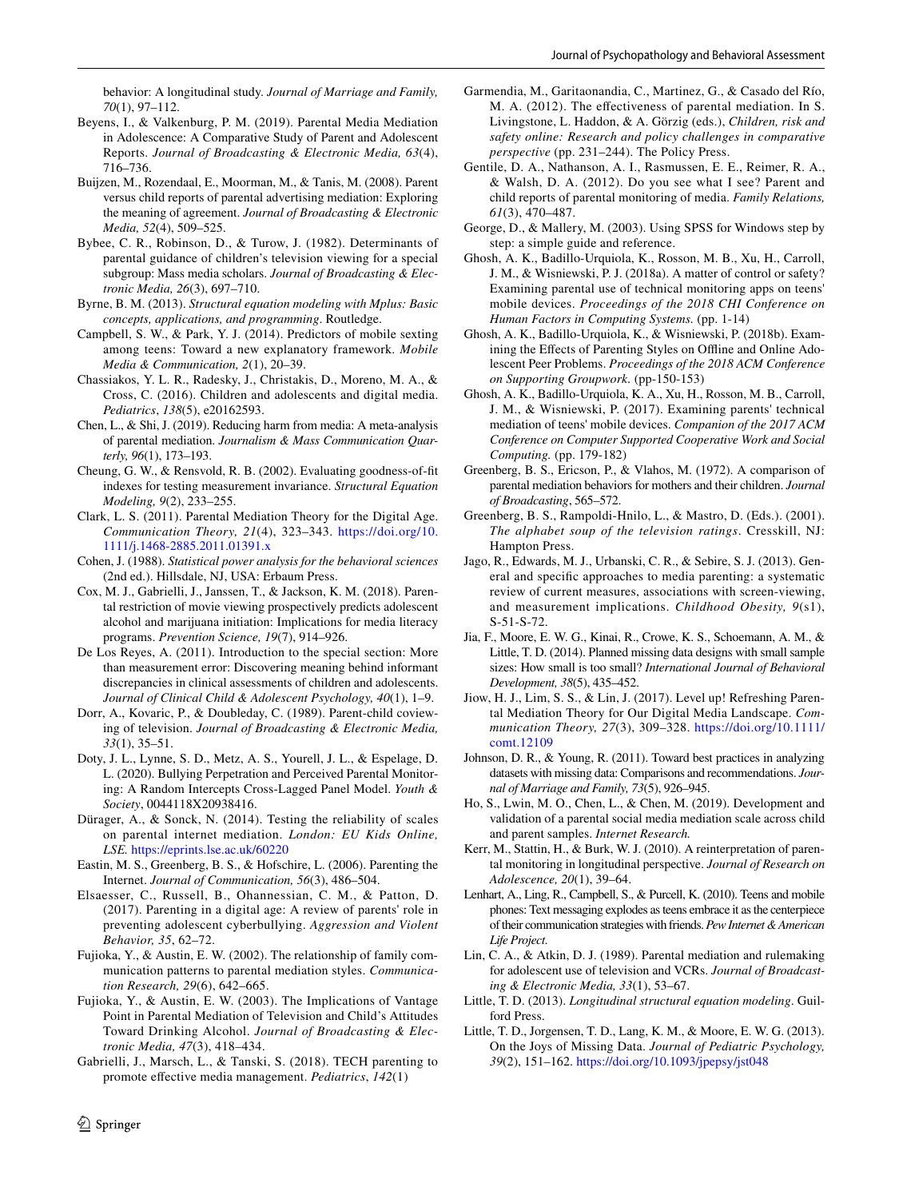behavior: A longitudinal study. *Journal of Marriage and Family, 70*(1), 97–112.

Beyens, I., & Valkenburg, P. M. (2019). Parental Media Mediation in Adolescence: A Comparative Study of Parent and Adolescent Reports. *Journal of Broadcasting & Electronic Media, 63*(4), 716–736.

Buijzen, M., Rozendaal, E., Moorman, M., & Tanis, M. (2008). Parent versus child reports of parental advertising mediation: Exploring the meaning of agreement. *Journal of Broadcasting & Electronic Media, 52*(4), 509–525.

Bybee, C. R., Robinson, D., & Turow, J. (1982). Determinants of parental guidance of children's television viewing for a special subgroup: Mass media scholars. *Journal of Broadcasting & Electronic Media, 26*(3), 697–710.

Byrne, B. M. (2013). *Structural equation modeling with Mplus: Basic concepts, applications, and programming*. Routledge.

Campbell, S. W., & Park, Y. J. (2014). Predictors of mobile sexting among teens: Toward a new explanatory framework. *Mobile Media & Communication, 2*(1), 20–39.

Chassiakos, Y. L. R., Radesky, J., Christakis, D., Moreno, M. A., & Cross, C. (2016). Children and adolescents and digital media. *Pediatrics*, *138*(5), e20162593.

Chen, L., & Shi, J. (2019). Reducing harm from media: A meta-analysis of parental mediation. *Journalism & Mass Communication Quarterly, 96*(1), 173–193.

Cheung, G. W., & Rensvold, R. B. (2002). Evaluating goodness-of-fit indexes for testing measurement invariance. *Structural Equation Modeling, 9*(2), 233–255.

Clark, L. S. (2011). Parental Mediation Theory for the Digital Age. *Communication Theory, 21*(4), 323–343. https://doi.org/10.1111/j.1468-2885.2011.01391.x

Cohen, J. (1988). *Statistical power analysis for the behavioral sciences* (2nd ed.). Hillsdale, NJ, USA: Erbaum Press.

Cox, M. J., Gabrielli, J., Janssen, T., & Jackson, K. M. (2018). Parental restriction of movie viewing prospectively predicts adolescent alcohol and marijuana initiation: Implications for media literacy programs. *Prevention Science, 19*(7), 914–926.

De Los Reyes, A. (2011). Introduction to the special section: More than measurement error: Discovering meaning behind informant discrepancies in clinical assessments of children and adolescents. *Journal of Clinical Child & Adolescent Psychology, 40*(1), 1–9.

Dorr, A., Kovaric, P., & Doubleday, C. (1989). Parent-child coviewing of television. *Journal of Broadcasting & Electronic Media, 33*(1), 35–51.

Doty, J. L., Lynne, S. D., Metz, A. S., Yourell, J. L., & Espelage, D. L. (2020). Bullying Perpetration and Perceived Parental Monitoring: A Random Intercepts Cross-Lagged Panel Model. *Youth & Society*, 0044118X20938416.

Dürager, A., & Sonck, N. (2014). Testing the reliability of scales on parental internet mediation. *London: EU Kids Online, LSE.* https://eprints.lse.ac.uk/60220

Eastin, M. S., Greenberg, B. S., & Hofschire, L. (2006). Parenting the Internet. *Journal of Communication, 56*(3), 486–504.

Elsaesser, C., Russell, B., Ohannessian, C. M., & Patton, D. (2017). Parenting in a digital age: A review of parents' role in preventing adolescent cyberbullying. *Aggression and Violent Behavior, 35*, 62–72.

Fujioka, Y., & Austin, E. W. (2002). The relationship of family communication patterns to parental mediation styles. *Communication Research, 29*(6), 642–665.

Fujioka, Y., & Austin, E. W. (2003). The Implications of Vantage Point in Parental Mediation of Television and Child's Attitudes Toward Drinking Alcohol. *Journal of Broadcasting & Electronic Media, 47*(3), 418–434.

Gabrielli, J., Marsch, L., & Tanski, S. (2018). TECH parenting to promote effective media management. *Pediatrics*, *142*(1)

Garmendia, M., Garitaonandia, C., Martinez, G., & Casado del Río, M. A. (2012). The effectiveness of parental mediation. In S. Livingstone, L. Haddon, & A. Görzig (eds.), *Children, risk and safety online: Research and policy challenges in comparative perspective* (pp. 231–244). The Policy Press.

Gentile, D. A., Nathanson, A. I., Rasmussen, E. E., Reimer, R. A., & Walsh, D. A. (2012). Do you see what I see? Parent and child reports of parental monitoring of media. *Family Relations, 61*(3), 470–487.

George, D., & Mallery, M. (2003). Using SPSS for Windows step by step: a simple guide and reference.

Ghosh, A. K., Badillo-Urquiola, K., Rosson, M. B., Xu, H., Carroll, J. M., & Wisniewski, P. J. (2018a). A matter of control or safety? Examining parental use of technical monitoring apps on teens' mobile devices. *Proceedings of the 2018 CHI Conference on Human Factors in Computing Systems.* (pp. 1-14)

Ghosh, A. K., Badillo-Urquiola, K., & Wisniewski, P. (2018b). Examining the Effects of Parenting Styles on Offline and Online Adolescent Peer Problems. *Proceedings of the 2018 ACM Conference on Supporting Groupwork*. (pp-150-153)

Ghosh, A. K., Badillo-Urquiola, K. A., Xu, H., Rosson, M. B., Carroll, J. M., & Wisniewski, P. (2017). Examining parents' technical mediation of teens' mobile devices. *Companion of the 2017 ACM Conference on Computer Supported Cooperative Work and Social Computing.* (pp. 179-182)

Greenberg, B. S., Ericson, P., & Vlahos, M. (1972). A comparison of parental mediation behaviors for mothers and their children. *Journal of Broadcasting*, 565–572.

Greenberg, B. S., Rampoldi-Hnilo, L., & Mastro, D. (Eds.). (2001). *The alphabet soup of the television ratings*. Cresskill, NJ: Hampton Press.

Jago, R., Edwards, M. J., Urbanski, C. R., & Sebire, S. J. (2013). General and specific approaches to media parenting: a systematic review of current measures, associations with screen-viewing, and measurement implications. *Childhood Obesity, 9*(s1), S-51-S-72.

Jia, F., Moore, E. W. G., Kinai, R., Crowe, K. S., Schoemann, A. M., & Little, T. D. (2014). Planned missing data designs with small sample sizes: How small is too small? *International Journal of Behavioral Development, 38*(5), 435–452.

Jiow, H. J., Lim, S. S., & Lin, J. (2017). Level up! Refreshing Parental Mediation Theory for Our Digital Media Landscape. *Communication Theory, 27*(3), 309–328. https://doi.org/10.1111/comt.12109

Johnson, D. R., & Young, R. (2011). Toward best practices in analyzing datasets with missing data: Comparisons and recommendations. *Journal of Marriage and Family, 73*(5), 926–945.

Ho, S., Lwin, M. O., Chen, L., & Chen, M. (2019). Development and validation of a parental social media mediation scale across child and parent samples. *Internet Research.*

Kerr, M., Stattin, H., & Burk, W. J. (2010). A reinterpretation of parental monitoring in longitudinal perspective. *Journal of Research on Adolescence, 20*(1), 39–64.

Lenhart, A., Ling, R., Campbell, S., & Purcell, K. (2010). Teens and mobile phones: Text messaging explodes as teens embrace it as the centerpiece of their communication strategies with friends. *Pew Internet & American Life Project.*

Lin, C. A., & Atkin, D. J. (1989). Parental mediation and rulemaking for adolescent use of television and VCRs. *Journal of Broadcasting & Electronic Media, 33*(1), 53–67.

Little, T. D. (2013). *Longitudinal structural equation modeling*. Guilford Press.

Little, T. D., Jorgensen, T. D., Lang, K. M., & Moore, E. W. G. (2013). On the Joys of Missing Data. *Journal of Pediatric Psychology, 39*(2), 151–162. https://doi.org/10.1093/jpepsy/jst048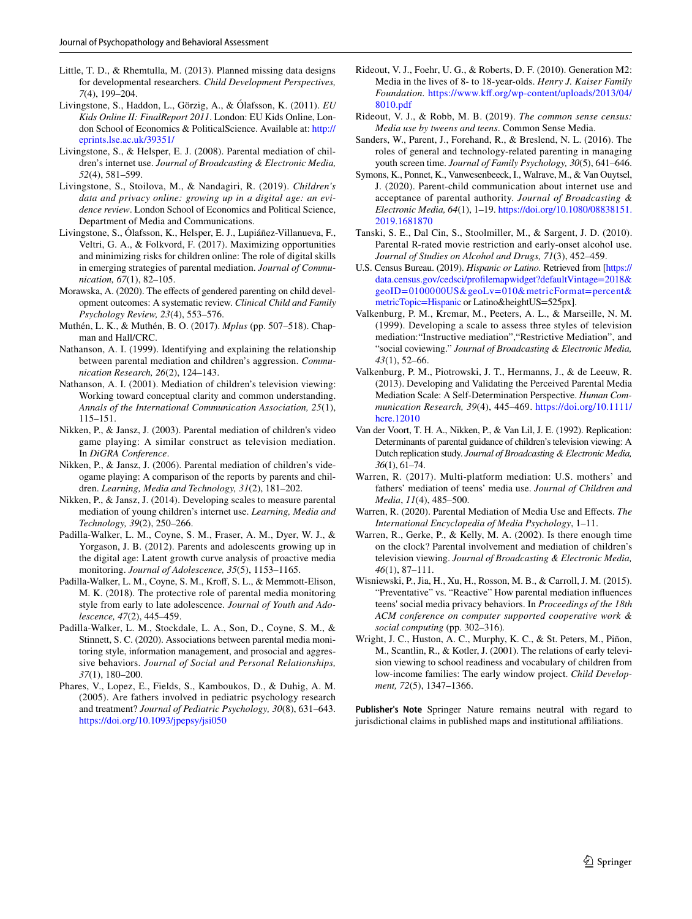Little, T. D., & Rhemtulla, M. (2013). Planned missing data designs for developmental researchers. *Child Development Perspectives, 7*(4), 199–204.

Livingstone, S., Haddon, L., Görzig, A., & Ólafsson, K. (2011). *EU Kids Online II: FinalReport 2011*. London: EU Kids Online, London School of Economics & PoliticalScience. Available at: http://eprints.lse.ac.uk/39351/

Livingstone, S., & Helsper, E. J. (2008). Parental mediation of children's internet use. *Journal of Broadcasting & Electronic Media, 52*(4), 581–599.

Livingstone, S., Stoilova, M., & Nandagiri, R. (2019). *Children's data and privacy online: growing up in a digital age: an evidence review*. London School of Economics and Political Science, Department of Media and Communications.

Livingstone, S., Ólafsson, K., Helsper, E. J., Lupiáñez-Villanueva, F., Veltri, G. A., & Folkvord, F. (2017). Maximizing opportunities and minimizing risks for children online: The role of digital skills in emerging strategies of parental mediation. *Journal of Communication, 67*(1), 82–105.

Morawska, A. (2020). The effects of gendered parenting on child development outcomes: A systematic review. *Clinical Child and Family Psychology Review, 23*(4), 553–576.

Muthén, L. K., & Muthén, B. O. (2017). *Mplus* (pp. 507–518). Chapman and Hall/CRC.

Nathanson, A. I. (1999). Identifying and explaining the relationship between parental mediation and children's aggression. *Communication Research, 26*(2), 124–143.

Nathanson, A. I. (2001). Mediation of children's television viewing: Working toward conceptual clarity and common understanding. *Annals of the International Communication Association, 25*(1), 115–151.

Nikken, P., & Jansz, J. (2003). Parental mediation of children's video game playing: A similar construct as television mediation. In *DiGRA Conference*.

Nikken, P., & Jansz, J. (2006). Parental mediation of children's videogame playing: A comparison of the reports by parents and children. *Learning, Media and Technology, 31*(2), 181–202.

Nikken, P., & Jansz, J. (2014). Developing scales to measure parental mediation of young children's internet use. *Learning, Media and Technology, 39*(2), 250–266.

Padilla-Walker, L. M., Coyne, S. M., Fraser, A. M., Dyer, W. J., & Yorgason, J. B. (2012). Parents and adolescents growing up in the digital age: Latent growth curve analysis of proactive media monitoring. *Journal of Adolescence, 35*(5), 1153–1165.

Padilla-Walker, L. M., Coyne, S. M., Kroff, S. L., & Memmott-Elison, M. K. (2018). The protective role of parental media monitoring style from early to late adolescence. *Journal of Youth and Adolescence, 47*(2), 445–459.

Padilla-Walker, L. M., Stockdale, L. A., Son, D., Coyne, S. M., & Stinnett, S. C. (2020). Associations between parental media monitoring style, information management, and prosocial and aggressive behaviors. *Journal of Social and Personal Relationships, 37*(1), 180–200.

Phares, V., Lopez, E., Fields, S., Kamboukos, D., & Duhig, A. M. (2005). Are fathers involved in pediatric psychology research and treatment? *Journal of Pediatric Psychology, 30*(8), 631–643. https://doi.org/10.1093/jpepsy/jsi050

Rideout, V. J., Foehr, U. G., & Roberts, D. F. (2010). Generation M2: Media in the lives of 8- to 18-year-olds. *Henry J. Kaiser Family Foundation*. https://www.kff.org/wp-content/uploads/2013/04/8010.pdf

Rideout, V. J., & Robb, M. B. (2019). *The common sense census: Media use by tweens and teens*. Common Sense Media.

Sanders, W., Parent, J., Forehand, R., & Breslend, N. L. (2016). The roles of general and technology-related parenting in managing youth screen time. *Journal of Family Psychology, 30*(5), 641–646.

Symons, K., Ponnet, K., Vanwesenbeeck, I., Walrave, M., & Van Ouytsel, J. (2020). Parent-child communication about internet use and acceptance of parental authority. *Journal of Broadcasting & Electronic Media, 64*(1), 1–19. https://doi.org/10.1080/08838151.2019.1681870

Tanski, S. E., Dal Cin, S., Stoolmiller, M., & Sargent, J. D. (2010). Parental R-rated movie restriction and early-onset alcohol use. *Journal of Studies on Alcohol and Drugs, 71*(3), 452–459.

U.S. Census Bureau. (2019). *Hispanic or Latino*. Retrieved from [https://data.census.gov/cedsci/profilemapwidget?defaultVintage=2018&geoID=0100000US&geoLv=010&metricFormat=percent&metricTopic=Hispanic or Latino&heightUS=525px].

Valkenburg, P. M., Krcmar, M., Peeters, A. L., & Marseille, N. M. (1999). Developing a scale to assess three styles of television mediation:"Instructive mediation","Restrictive Mediation", and "social coviewing." *Journal of Broadcasting & Electronic Media, 43*(1), 52–66.

Valkenburg, P. M., Piotrowski, J. T., Hermanns, J., & de Leeuw, R. (2013). Developing and Validating the Perceived Parental Media Mediation Scale: A Self-Determination Perspective. *Human Communication Research, 39*(4), 445–469. https://doi.org/10.1111/hcre.12010

Van der Voort, T. H. A., Nikken, P., & Van Lil, J. E. (1992). Replication: Determinants of parental guidance of children's television viewing: A Dutch replication study. *Journal of Broadcasting & Electronic Media, 36*(1), 61–74.

Warren, R. (2017). Multi-platform mediation: U.S. mothers' and fathers' mediation of teens' media use. *Journal of Children and Media, 11*(4), 485–500.

Warren, R. (2020). Parental Mediation of Media Use and Effects. *The International Encyclopedia of Media Psychology*, 1–11.

Warren, R., Gerke, P., & Kelly, M. A. (2002). Is there enough time on the clock? Parental involvement and mediation of children's television viewing. *Journal of Broadcasting & Electronic Media, 46*(1), 87–111.

Wisniewski, P., Jia, H., Xu, H., Rosson, M. B., & Carroll, J. M. (2015). "Preventative" vs. "Reactive" How parental mediation influences teens' social media privacy behaviors. In *Proceedings of the 18th ACM conference on computer supported cooperative work & social computing* (pp. 302–316).

Wright, J. C., Huston, A. C., Murphy, K. C., & St. Peters, M., Piñon, M., Scantlin, R., & Kotler, J. (2001). The relations of early television viewing to school readiness and vocabulary of children from low-income families: The early window project. *Child Development, 72*(5), 1347–1366.

**Publisher's Note** Springer Nature remains neutral with regard to jurisdictional claims in published maps and institutional affiliations.